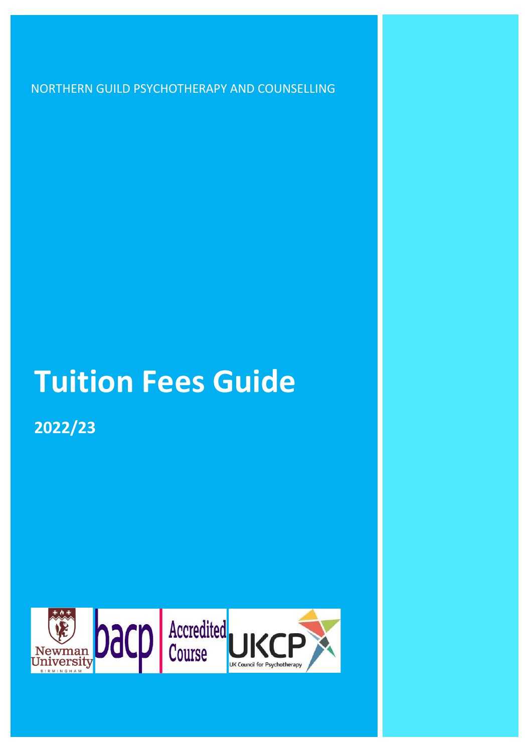NORTHERN GUILD PSYCHOTHERAPY AND COUNSELLING

# Tuition Fees Guide

**2022/23**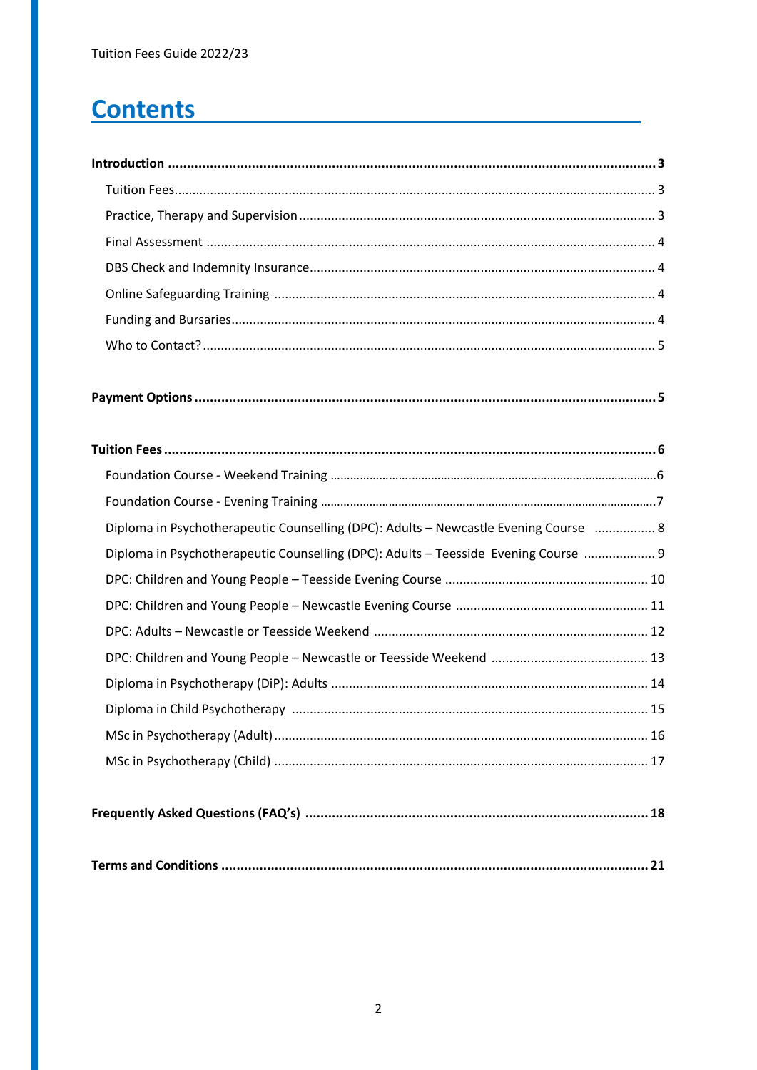# Contents

**Introduction** ... **3**

- Tuition Fees ... 3
- Practice, Therapy and Supervision ... 3
- Final Assessment ... 4
- DBS Check and Indemnity Insurance ... 4
- Online Safeguarding Training ... 4
- Funding and Bursaries ... 4
- Who to Contact? ... 5

**Payment Options** ... **5**

**Tuition Fees** ... **6**

- Foundation Course - Weekend Training ... 6
- Foundation Course - Evening Training ... 7
- Diploma in Psychotherapeutic Counselling (DPC): Adults – Newcastle Evening Course ... 8
- Diploma in Psychotherapeutic Counselling (DPC): Adults – Teesside Evening Course ... 9
- DPC: Children and Young People – Teesside Evening Course ... 10
- DPC: Children and Young People – Newcastle Evening Course ... 11
- DPC: Adults – Newcastle or Teesside Weekend ... 12
- DPC: Children and Young People – Newcastle or Teesside Weekend ... 13
- Diploma in Psychotherapy (DiP): Adults ... 14
- Diploma in Child Psychotherapy ... 15
- MSc in Psychotherapy (Adult) ... 16
- MSc in Psychotherapy (Child) ... 17

**Frequently Asked Questions (FAQ's)** ... **18**

**Terms and Conditions** ... **21**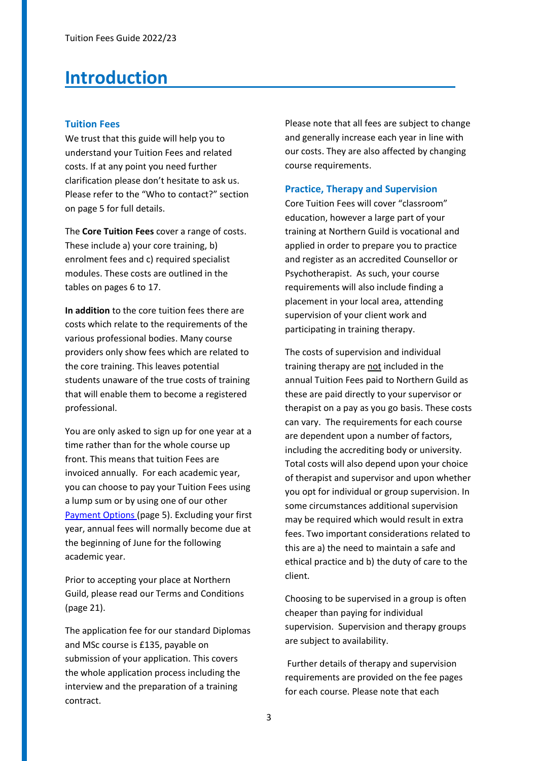# Introduction

### Tuition Fees

We trust that this guide will help you to understand your Tuition Fees and related costs. If at any point you need further clarification please don't hesitate to ask us. Please refer to the "Who to contact?" section on page 5 for full details.

The **Core Tuition Fees** cover a range of costs. These include a) your core training, b) enrolment fees and c) required specialist modules. These costs are outlined in the tables on pages 6 to 17.

**In addition** to the core tuition fees there are costs which relate to the requirements of the various professional bodies. Many course providers only show fees which are related to the core training. This leaves potential students unaware of the true costs of training that will enable them to become a registered professional.

You are only asked to sign up for one year at a time rather than for the whole course up front. This means that tuition Fees are invoiced annually. For each academic year, you can choose to pay your Tuition Fees using a lump sum or by using one of our other Payment Options (page 5). Excluding your first year, annual fees will normally become due at the beginning of June for the following academic year.

Prior to accepting your place at Northern Guild, please read our Terms and Conditions (page 21).

The application fee for our standard Diplomas and MSc course is £135, payable on submission of your application. This covers the whole application process including the interview and the preparation of a training contract.

Please note that all fees are subject to change and generally increase each year in line with our costs. They are also affected by changing course requirements.

### Practice, Therapy and Supervision

Core Tuition Fees will cover "classroom" education, however a large part of your training at Northern Guild is vocational and applied in order to prepare you to practice and register as an accredited Counsellor or Psychotherapist. As such, your course requirements will also include finding a placement in your local area, attending supervision of your client work and participating in training therapy.

The costs of supervision and individual training therapy are not included in the annual Tuition Fees paid to Northern Guild as these are paid directly to your supervisor or therapist on a pay as you go basis. These costs can vary. The requirements for each course are dependent upon a number of factors, including the accrediting body or university. Total costs will also depend upon your choice of therapist and supervisor and upon whether you opt for individual or group supervision. In some circumstances additional supervision may be required which would result in extra fees. Two important considerations related to this are a) the need to maintain a safe and ethical practice and b) the duty of care to the client.

Choosing to be supervised in a group is often cheaper than paying for individual supervision. Supervision and therapy groups are subject to availability.

Further details of therapy and supervision requirements are provided on the fee pages for each course. Please note that each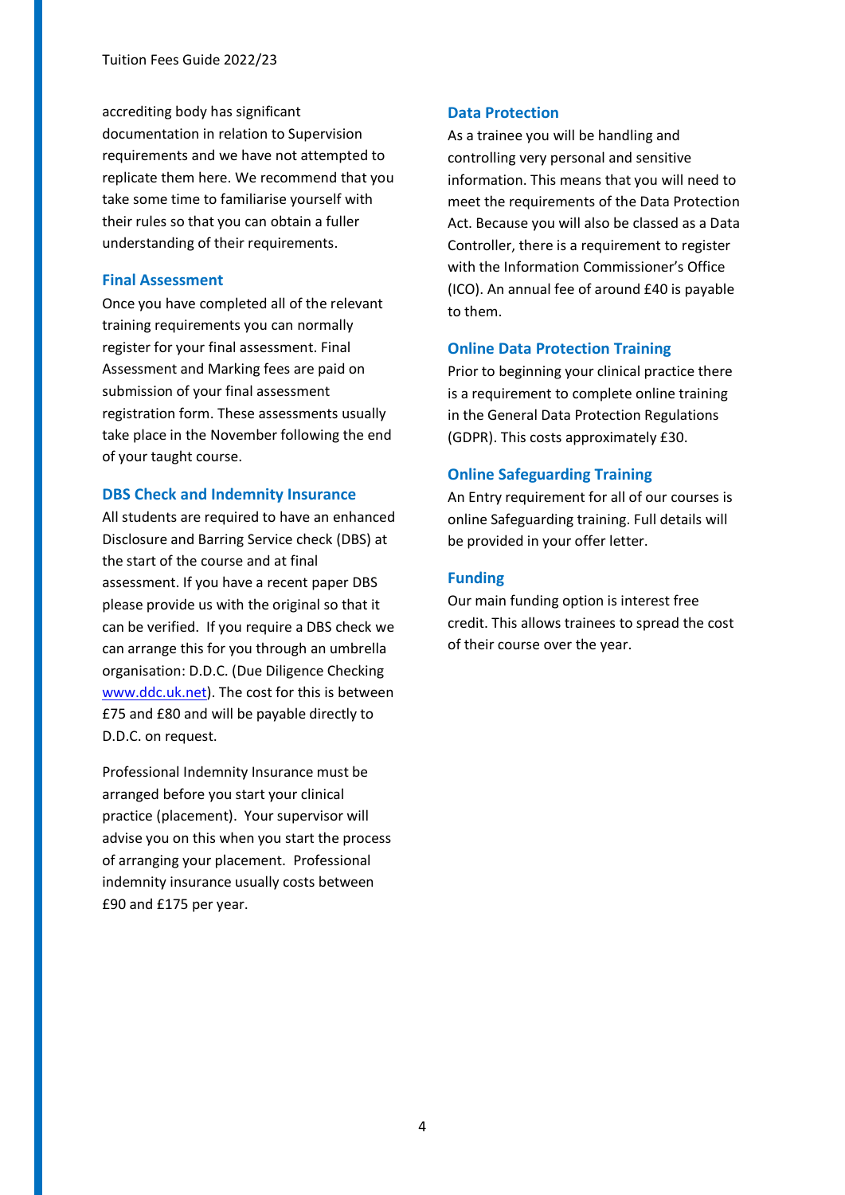accrediting body has significant documentation in relation to Supervision requirements and we have not attempted to replicate them here. We recommend that you take some time to familiarise yourself with their rules so that you can obtain a fuller understanding of their requirements.

### Final Assessment

Once you have completed all of the relevant training requirements you can normally register for your final assessment. Final Assessment and Marking fees are paid on submission of your final assessment registration form. These assessments usually take place in the November following the end of your taught course.

### DBS Check and Indemnity Insurance

All students are required to have an enhanced Disclosure and Barring Service check (DBS) at the start of the course and at final assessment. If you have a recent paper DBS please provide us with the original so that it can be verified. If you require a DBS check we can arrange this for you through an umbrella organisation: D.D.C. (Due Diligence Checking [www.ddc.uk.net](http://www.ddc.uk.net)). The cost for this is between £75 and £80 and will be payable directly to D.D.C. on request.

Professional Indemnity Insurance must be arranged before you start your clinical practice (placement). Your supervisor will advise you on this when you start the process of arranging your placement. Professional indemnity insurance usually costs between £90 and £175 per year.

### Data Protection

As a trainee you will be handling and controlling very personal and sensitive information. This means that you will need to meet the requirements of the Data Protection Act. Because you will also be classed as a Data Controller, there is a requirement to register with the Information Commissioner's Office (ICO). An annual fee of around £40 is payable to them.

### Online Data Protection Training

Prior to beginning your clinical practice there is a requirement to complete online training in the General Data Protection Regulations (GDPR). This costs approximately £30.

### Online Safeguarding Training

An Entry requirement for all of our courses is online Safeguarding training. Full details will be provided in your offer letter.

### Funding

Our main funding option is interest free credit. This allows trainees to spread the cost of their course over the year.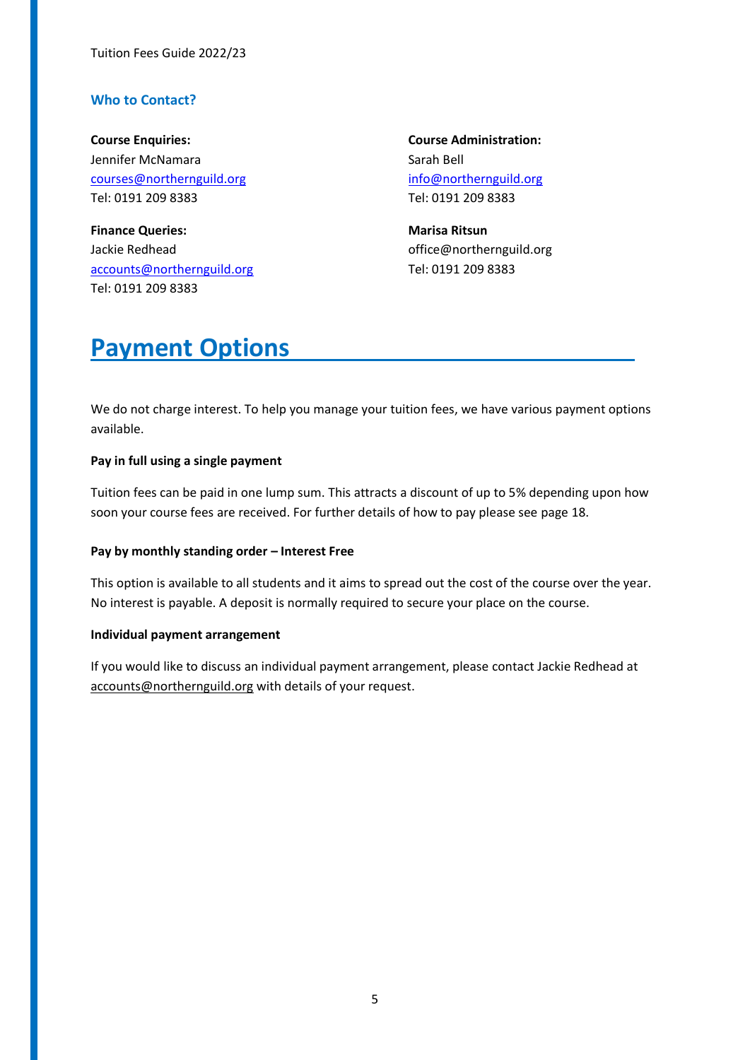### Who to Contact?

**Course Enquiries:**
Jennifer McNamara
courses@northernguild.org
Tel: 0191 209 8383

**Finance Queries:**
Jackie Redhead
accounts@northernguild.org
Tel: 0191 209 8383

**Course Administration:**
Sarah Bell
info@northernguild.org
Tel: 0191 209 8383

**Marisa Ritsun**
office@northernguild.org
Tel: 0191 209 8383

# Payment Options

We do not charge interest. To help you manage your tuition fees, we have various payment options available.

**Pay in full using a single payment**

Tuition fees can be paid in one lump sum. This attracts a discount of up to 5% depending upon how soon your course fees are received. For further details of how to pay please see page 18.

**Pay by monthly standing order – Interest Free**

This option is available to all students and it aims to spread out the cost of the course over the year. No interest is payable. A deposit is normally required to secure your place on the course.

**Individual payment arrangement**

If you would like to discuss an individual payment arrangement, please contact Jackie Redhead at accounts@northernguild.org with details of your request.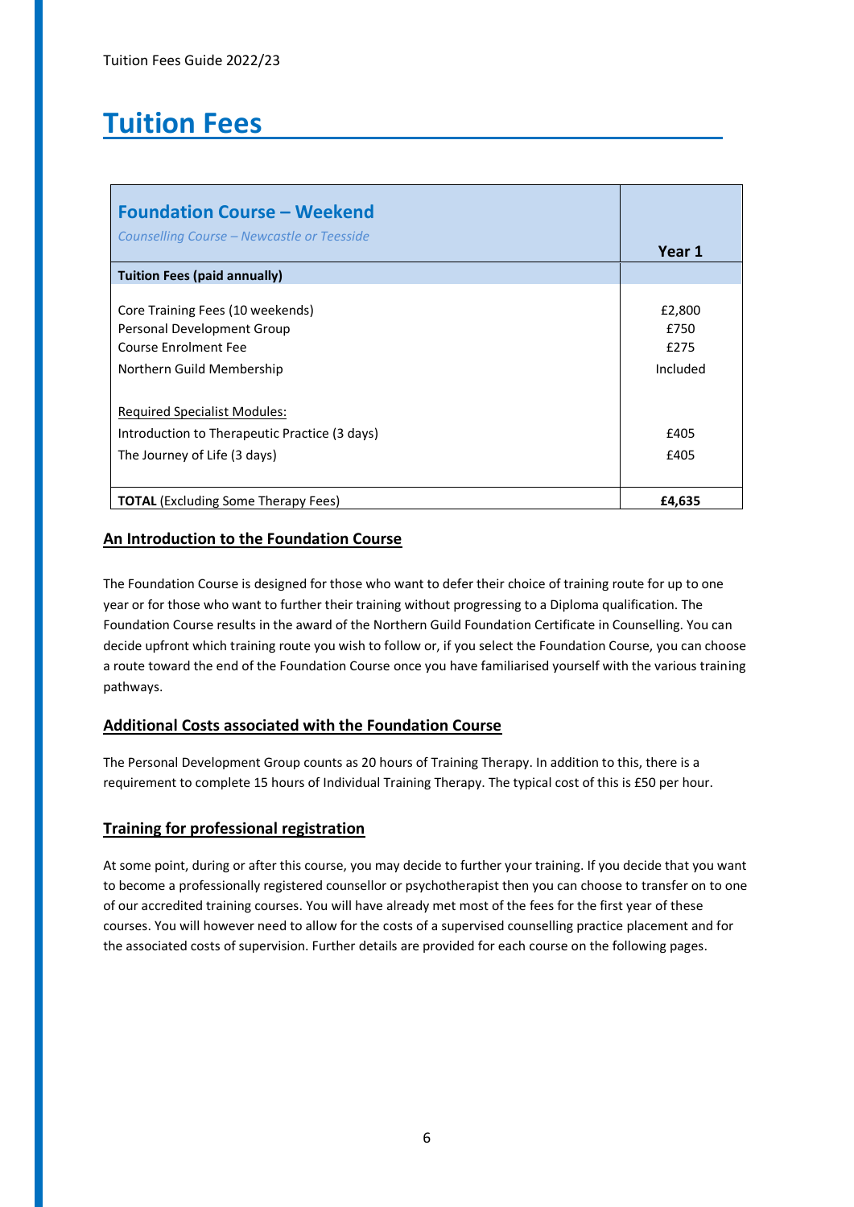# Tuition Fees

| **Foundation Course – Weekend**<br>*Counselling Course – Newcastle or Teesside* | **Year 1** |
|---|---|
| **Tuition Fees (paid annually)** | |
| Core Training Fees (10 weekends) | £2,800 |
| Personal Development Group | £750 |
| Course Enrolment Fee | £275 |
| Northern Guild Membership | Included |
| Required Specialist Modules: | |
| Introduction to Therapeutic Practice (3 days) | £405 |
| The Journey of Life (3 days) | £405 |
| **TOTAL** (Excluding Some Therapy Fees) | **£4,635** |

## An Introduction to the Foundation Course

The Foundation Course is designed for those who want to defer their choice of training route for up to one year or for those who want to further their training without progressing to a Diploma qualification. The Foundation Course results in the award of the Northern Guild Foundation Certificate in Counselling. You can decide upfront which training route you wish to follow or, if you select the Foundation Course, you can choose a route toward the end of the Foundation Course once you have familiarised yourself with the various training pathways.

## Additional Costs associated with the Foundation Course

The Personal Development Group counts as 20 hours of Training Therapy. In addition to this, there is a requirement to complete 15 hours of Individual Training Therapy. The typical cost of this is £50 per hour.

## Training for professional registration

At some point, during or after this course, you may decide to further your training. If you decide that you want to become a professionally registered counsellor or psychotherapist then you can choose to transfer on to one of our accredited training courses. You will have already met most of the fees for the first year of these courses. You will however need to allow for the costs of a supervised counselling practice placement and for the associated costs of supervision. Further details are provided for each course on the following pages.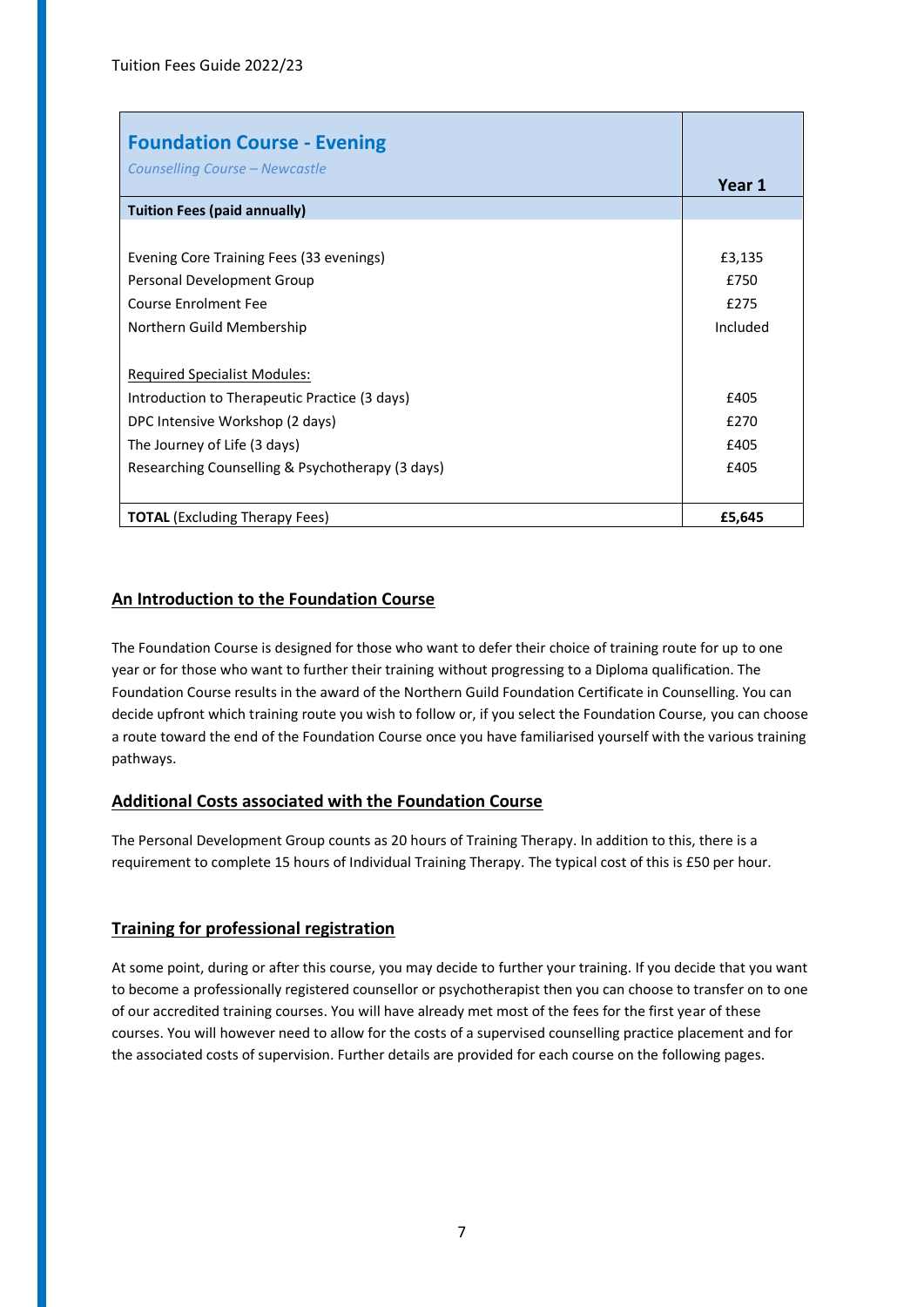| **Foundation Course - Evening**<br>*Counselling Course – Newcastle* | **Year 1** |
|---|---|
| **Tuition Fees (paid annually)** | |
| Evening Core Training Fees (33 evenings) | £3,135 |
| Personal Development Group | £750 |
| Course Enrolment Fee | £275 |
| Northern Guild Membership | Included |
| Required Specialist Modules: | |
| Introduction to Therapeutic Practice (3 days) | £405 |
| DPC Intensive Workshop (2 days) | £270 |
| The Journey of Life (3 days) | £405 |
| Researching Counselling & Psychotherapy (3 days) | £405 |
| **TOTAL** (Excluding Therapy Fees) | **£5,645** |

## An Introduction to the Foundation Course

The Foundation Course is designed for those who want to defer their choice of training route for up to one year or for those who want to further their training without progressing to a Diploma qualification. The Foundation Course results in the award of the Northern Guild Foundation Certificate in Counselling. You can decide upfront which training route you wish to follow or, if you select the Foundation Course, you can choose a route toward the end of the Foundation Course once you have familiarised yourself with the various training pathways.

## Additional Costs associated with the Foundation Course

The Personal Development Group counts as 20 hours of Training Therapy. In addition to this, there is a requirement to complete 15 hours of Individual Training Therapy. The typical cost of this is £50 per hour.

## Training for professional registration

At some point, during or after this course, you may decide to further your training. If you decide that you want to become a professionally registered counsellor or psychotherapist then you can choose to transfer on to one of our accredited training courses. You will have already met most of the fees for the first year of these courses. You will however need to allow for the costs of a supervised counselling practice placement and for the associated costs of supervision. Further details are provided for each course on the following pages.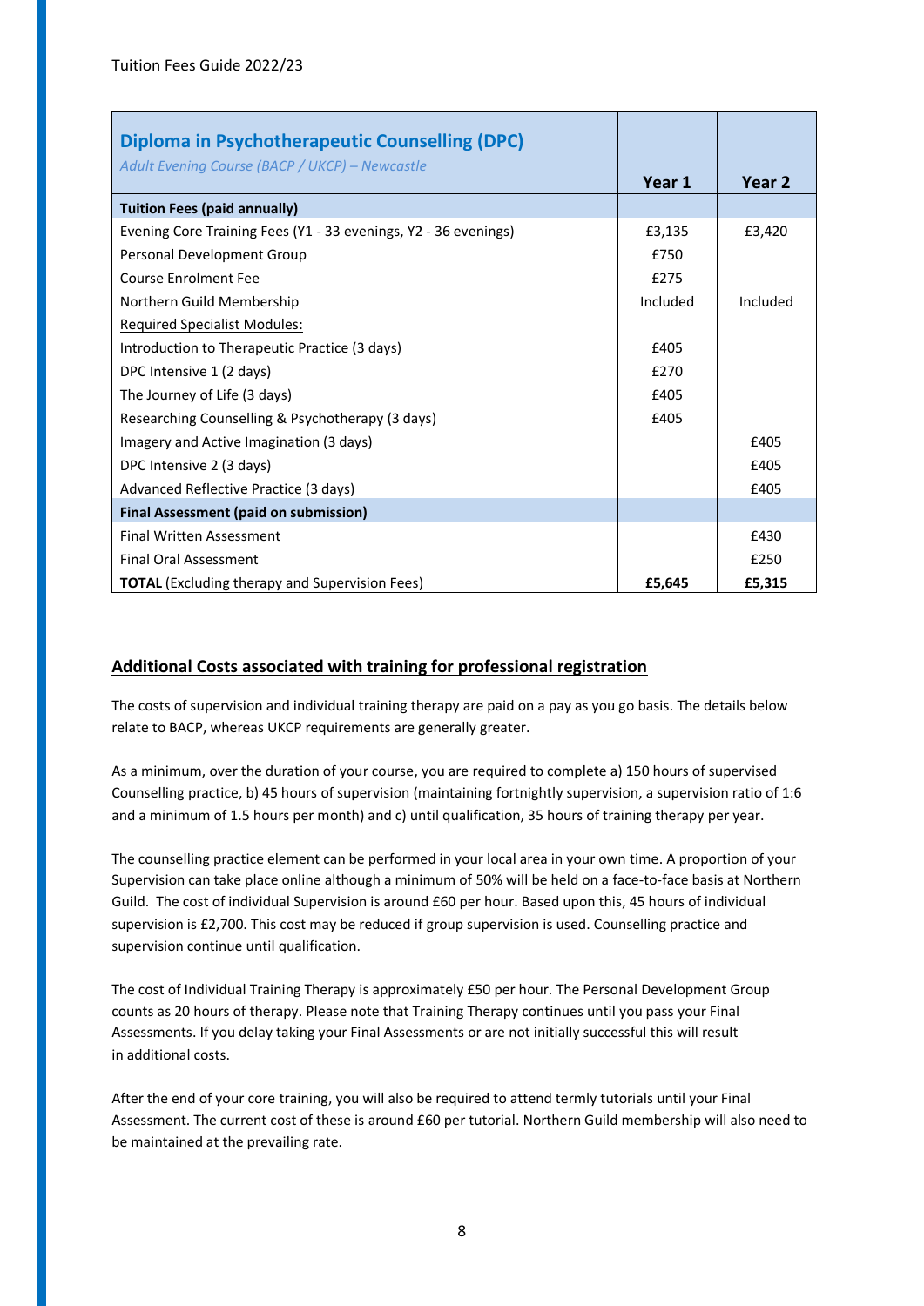| **Diploma in Psychotherapeutic Counselling (DPC)**<br>*Adult Evening Course (BACP / UKCP) – Newcastle* | **Year 1** | **Year 2** |
|---|---|---|
| **Tuition Fees (paid annually)** | | |
| Evening Core Training Fees (Y1 - 33 evenings, Y2 - 36 evenings) | £3,135 | £3,420 |
| Personal Development Group | £750 | |
| Course Enrolment Fee | £275 | |
| Northern Guild Membership | Included | Included |
| Required Specialist Modules: | | |
| Introduction to Therapeutic Practice (3 days) | £405 | |
| DPC Intensive 1 (2 days) | £270 | |
| The Journey of Life (3 days) | £405 | |
| Researching Counselling & Psychotherapy (3 days) | £405 | |
| Imagery and Active Imagination (3 days) | | £405 |
| DPC Intensive 2 (3 days) | | £405 |
| Advanced Reflective Practice (3 days) | | £405 |
| **Final Assessment (paid on submission)** | | |
| Final Written Assessment | | £430 |
| Final Oral Assessment | | £250 |
| **TOTAL** (Excluding therapy and Supervision Fees) | **£5,645** | **£5,315** |

## Additional Costs associated with training for professional registration

The costs of supervision and individual training therapy are paid on a pay as you go basis. The details below relate to BACP, whereas UKCP requirements are generally greater.

As a minimum, over the duration of your course, you are required to complete a) 150 hours of supervised Counselling practice, b) 45 hours of supervision (maintaining fortnightly supervision, a supervision ratio of 1:6 and a minimum of 1.5 hours per month) and c) until qualification, 35 hours of training therapy per year.

The counselling practice element can be performed in your local area in your own time. A proportion of your Supervision can take place online although a minimum of 50% will be held on a face-to-face basis at Northern Guild. The cost of individual Supervision is around £60 per hour. Based upon this, 45 hours of individual supervision is £2,700. This cost may be reduced if group supervision is used. Counselling practice and supervision continue until qualification.

The cost of Individual Training Therapy is approximately £50 per hour. The Personal Development Group counts as 20 hours of therapy. Please note that Training Therapy continues until you pass your Final Assessments. If you delay taking your Final Assessments or are not initially successful this will result in additional costs.

After the end of your core training, you will also be required to attend termly tutorials until your Final Assessment. The current cost of these is around £60 per tutorial. Northern Guild membership will also need to be maintained at the prevailing rate.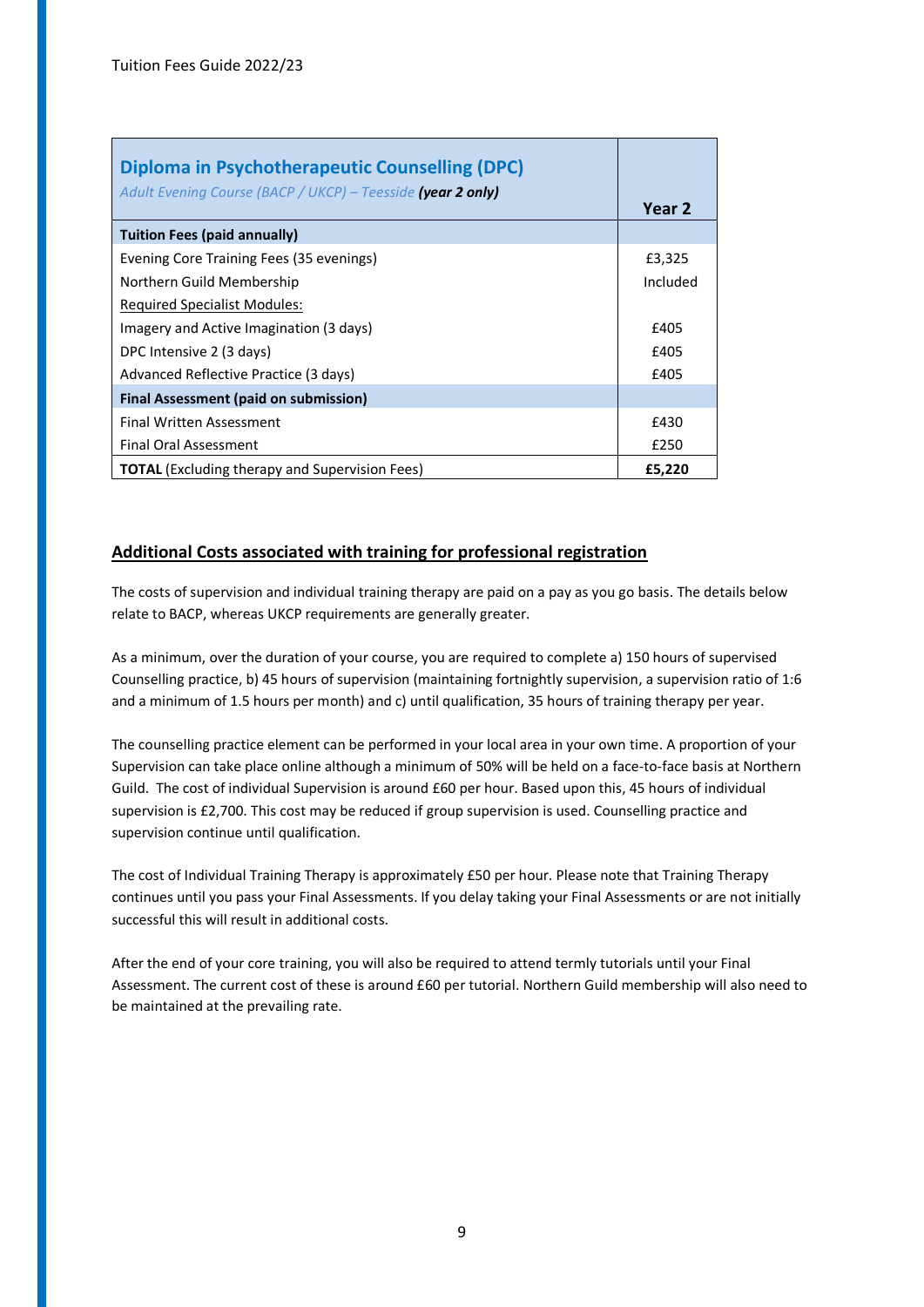| **Diploma in Psychotherapeutic Counselling (DPC)**<br>*Adult Evening Course (BACP / UKCP) – Teesside* ***(year 2 only)*** | **Year 2** |
|---|---|
| **Tuition Fees (paid annually)** | |
| Evening Core Training Fees (35 evenings) | £3,325 |
| Northern Guild Membership | Included |
| Required Specialist Modules: | |
| Imagery and Active Imagination (3 days) | £405 |
| DPC Intensive 2 (3 days) | £405 |
| Advanced Reflective Practice (3 days) | £405 |
| **Final Assessment (paid on submission)** | |
| Final Written Assessment | £430 |
| Final Oral Assessment | £250 |
| **TOTAL** (Excluding therapy and Supervision Fees) | **£5,220** |

## Additional Costs associated with training for professional registration

The costs of supervision and individual training therapy are paid on a pay as you go basis. The details below relate to BACP, whereas UKCP requirements are generally greater.

As a minimum, over the duration of your course, you are required to complete a) 150 hours of supervised Counselling practice, b) 45 hours of supervision (maintaining fortnightly supervision, a supervision ratio of 1:6 and a minimum of 1.5 hours per month) and c) until qualification, 35 hours of training therapy per year.

The counselling practice element can be performed in your local area in your own time. A proportion of your Supervision can take place online although a minimum of 50% will be held on a face-to-face basis at Northern Guild. The cost of individual Supervision is around £60 per hour. Based upon this, 45 hours of individual supervision is £2,700. This cost may be reduced if group supervision is used. Counselling practice and supervision continue until qualification.

The cost of Individual Training Therapy is approximately £50 per hour. Please note that Training Therapy continues until you pass your Final Assessments. If you delay taking your Final Assessments or are not initially successful this will result in additional costs.

After the end of your core training, you will also be required to attend termly tutorials until your Final Assessment. The current cost of these is around £60 per tutorial. Northern Guild membership will also need to be maintained at the prevailing rate.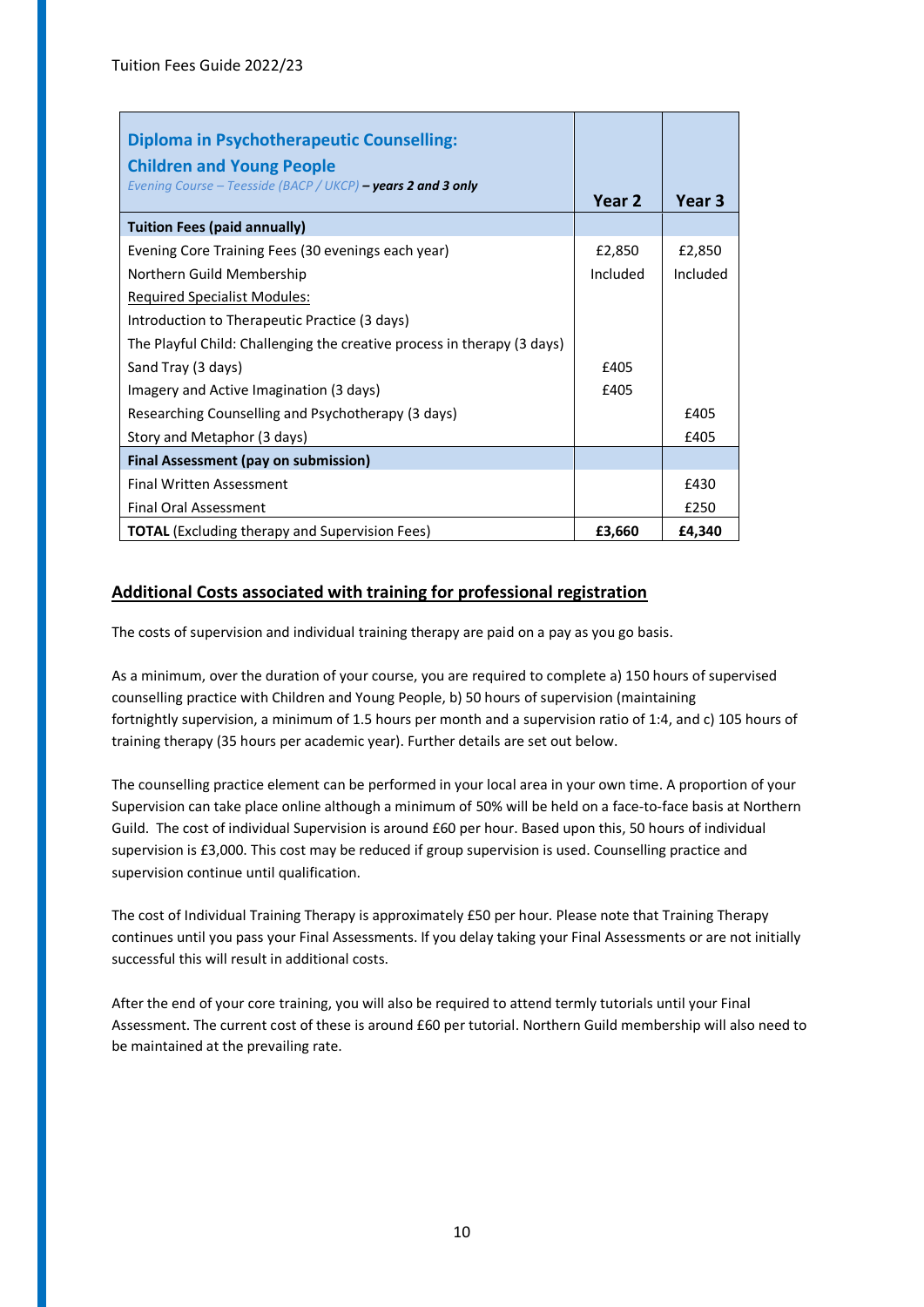Tuition Fees Guide 2022/23

| **Diploma in Psychotherapeutic Counselling: Children and Young People** *Evening Course – Teesside (BACP / UKCP) – **years 2 and 3 only*** | **Year 2** | **Year 3** |
|---|---|---|
| **Tuition Fees (paid annually)** | | |
| Evening Core Training Fees (30 evenings each year) | £2,850 | £2,850 |
| Northern Guild Membership | Included | Included |
| <u>Required Specialist Modules:</u> | | |
| Introduction to Therapeutic Practice (3 days) | | |
| The Playful Child: Challenging the creative process in therapy (3 days) | | |
| Sand Tray (3 days) | £405 | |
| Imagery and Active Imagination (3 days) | £405 | |
| Researching Counselling and Psychotherapy (3 days) | | £405 |
| Story and Metaphor (3 days) | | £405 |
| **Final Assessment (pay on submission)** | | |
| Final Written Assessment | | £430 |
| Final Oral Assessment | | £250 |
| **TOTAL** (Excluding therapy and Supervision Fees) | **£3,660** | **£4,340** |

## <u>Additional Costs associated with training for professional registration</u>

The costs of supervision and individual training therapy are paid on a pay as you go basis.

As a minimum, over the duration of your course, you are required to complete a) 150 hours of supervised counselling practice with Children and Young People, b) 50 hours of supervision (maintaining fortnightly supervision, a minimum of 1.5 hours per month and a supervision ratio of 1:4, and c) 105 hours of training therapy (35 hours per academic year). Further details are set out below.

The counselling practice element can be performed in your local area in your own time. A proportion of your Supervision can take place online although a minimum of 50% will be held on a face-to-face basis at Northern Guild. The cost of individual Supervision is around £60 per hour. Based upon this, 50 hours of individual supervision is £3,000. This cost may be reduced if group supervision is used. Counselling practice and supervision continue until qualification.

The cost of Individual Training Therapy is approximately £50 per hour. Please note that Training Therapy continues until you pass your Final Assessments. If you delay taking your Final Assessments or are not initially successful this will result in additional costs.

After the end of your core training, you will also be required to attend termly tutorials until your Final Assessment. The current cost of these is around £60 per tutorial. Northern Guild membership will also need to be maintained at the prevailing rate.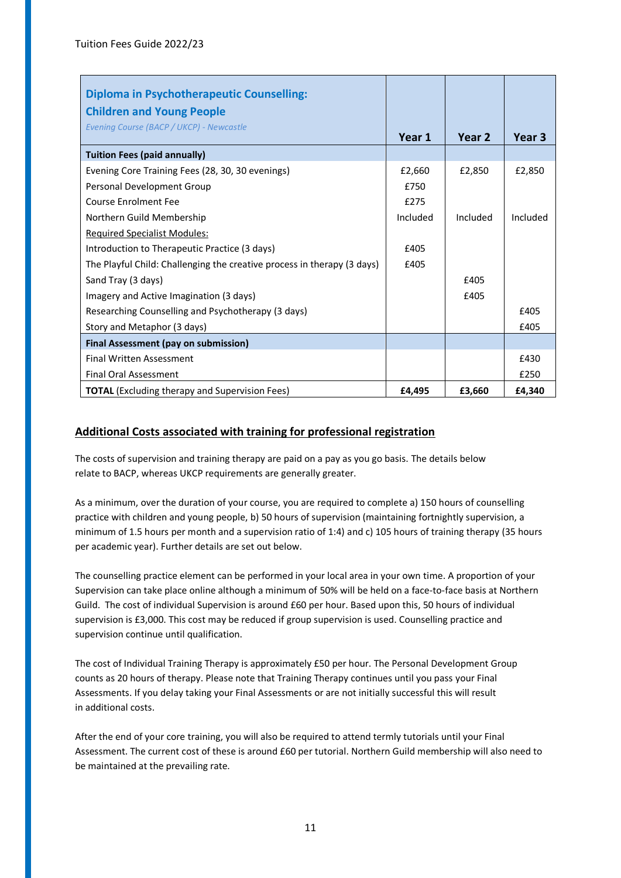| **Diploma in Psychotherapeutic Counselling: Children and Young People** *Evening Course (BACP / UKCP) - Newcastle* | **Year 1** | **Year 2** | **Year 3** |
|---|---|---|---|
| **Tuition Fees (paid annually)** | | | |
| Evening Core Training Fees (28, 30, 30 evenings) | £2,660 | £2,850 | £2,850 |
| Personal Development Group | £750 | | |
| Course Enrolment Fee | £275 | | |
| Northern Guild Membership | Included | Included | Included |
| Required Specialist Modules: | | | |
| Introduction to Therapeutic Practice (3 days) | £405 | | |
| The Playful Child: Challenging the creative process in therapy (3 days) | £405 | | |
| Sand Tray (3 days) | | £405 | |
| Imagery and Active Imagination (3 days) | | £405 | |
| Researching Counselling and Psychotherapy (3 days) | | | £405 |
| Story and Metaphor (3 days) | | | £405 |
| **Final Assessment (pay on submission)** | | | |
| Final Written Assessment | | | £430 |
| Final Oral Assessment | | | £250 |
| **TOTAL** (Excluding therapy and Supervision Fees) | **£4,495** | **£3,660** | **£4,340** |

## Additional Costs associated with training for professional registration

The costs of supervision and training therapy are paid on a pay as you go basis. The details below relate to BACP, whereas UKCP requirements are generally greater.

As a minimum, over the duration of your course, you are required to complete a) 150 hours of counselling practice with children and young people, b) 50 hours of supervision (maintaining fortnightly supervision, a minimum of 1.5 hours per month and a supervision ratio of 1:4) and c) 105 hours of training therapy (35 hours per academic year). Further details are set out below.

The counselling practice element can be performed in your local area in your own time. A proportion of your Supervision can take place online although a minimum of 50% will be held on a face-to-face basis at Northern Guild. The cost of individual Supervision is around £60 per hour. Based upon this, 50 hours of individual supervision is £3,000. This cost may be reduced if group supervision is used. Counselling practice and supervision continue until qualification.

The cost of Individual Training Therapy is approximately £50 per hour. The Personal Development Group counts as 20 hours of therapy. Please note that Training Therapy continues until you pass your Final Assessments. If you delay taking your Final Assessments or are not initially successful this will result in additional costs.

After the end of your core training, you will also be required to attend termly tutorials until your Final Assessment. The current cost of these is around £60 per tutorial. Northern Guild membership will also need to be maintained at the prevailing rate.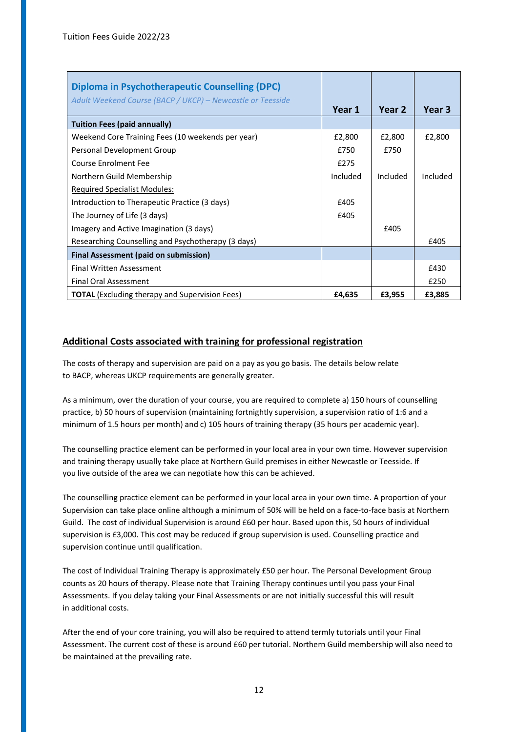| **Diploma in Psychotherapeutic Counselling (DPC)** *Adult Weekend Course (BACP / UKCP) – Newcastle or Teesside* | **Year 1** | **Year 2** | **Year 3** |
|---|---|---|---|
| **Tuition Fees (paid annually)** | | | |
| Weekend Core Training Fees (10 weekends per year) | £2,800 | £2,800 | £2,800 |
| Personal Development Group | £750 | £750 | |
| Course Enrolment Fee | £275 | | |
| Northern Guild Membership | Included | Included | Included |
| Required Specialist Modules: | | | |
| Introduction to Therapeutic Practice (3 days) | £405 | | |
| The Journey of Life (3 days) | £405 | | |
| Imagery and Active Imagination (3 days) | | £405 | |
| Researching Counselling and Psychotherapy (3 days) | | | £405 |
| **Final Assessment (paid on submission)** | | | |
| Final Written Assessment | | | £430 |
| Final Oral Assessment | | | £250 |
| **TOTAL** (Excluding therapy and Supervision Fees) | **£4,635** | **£3,955** | **£3,885** |

## Additional Costs associated with training for professional registration

The costs of therapy and supervision are paid on a pay as you go basis. The details below relate to BACP, whereas UKCP requirements are generally greater.

As a minimum, over the duration of your course, you are required to complete a) 150 hours of counselling practice, b) 50 hours of supervision (maintaining fortnightly supervision, a supervision ratio of 1:6 and a minimum of 1.5 hours per month) and c) 105 hours of training therapy (35 hours per academic year).

The counselling practice element can be performed in your local area in your own time. However supervision and training therapy usually take place at Northern Guild premises in either Newcastle or Teesside. If you live outside of the area we can negotiate how this can be achieved.

The counselling practice element can be performed in your local area in your own time. A proportion of your Supervision can take place online although a minimum of 50% will be held on a face-to-face basis at Northern Guild. The cost of individual Supervision is around £60 per hour. Based upon this, 50 hours of individual supervision is £3,000. This cost may be reduced if group supervision is used. Counselling practice and supervision continue until qualification.

The cost of Individual Training Therapy is approximately £50 per hour. The Personal Development Group counts as 20 hours of therapy. Please note that Training Therapy continues until you pass your Final Assessments. If you delay taking your Final Assessments or are not initially successful this will result in additional costs.

After the end of your core training, you will also be required to attend termly tutorials until your Final Assessment. The current cost of these is around £60 per tutorial. Northern Guild membership will also need to be maintained at the prevailing rate.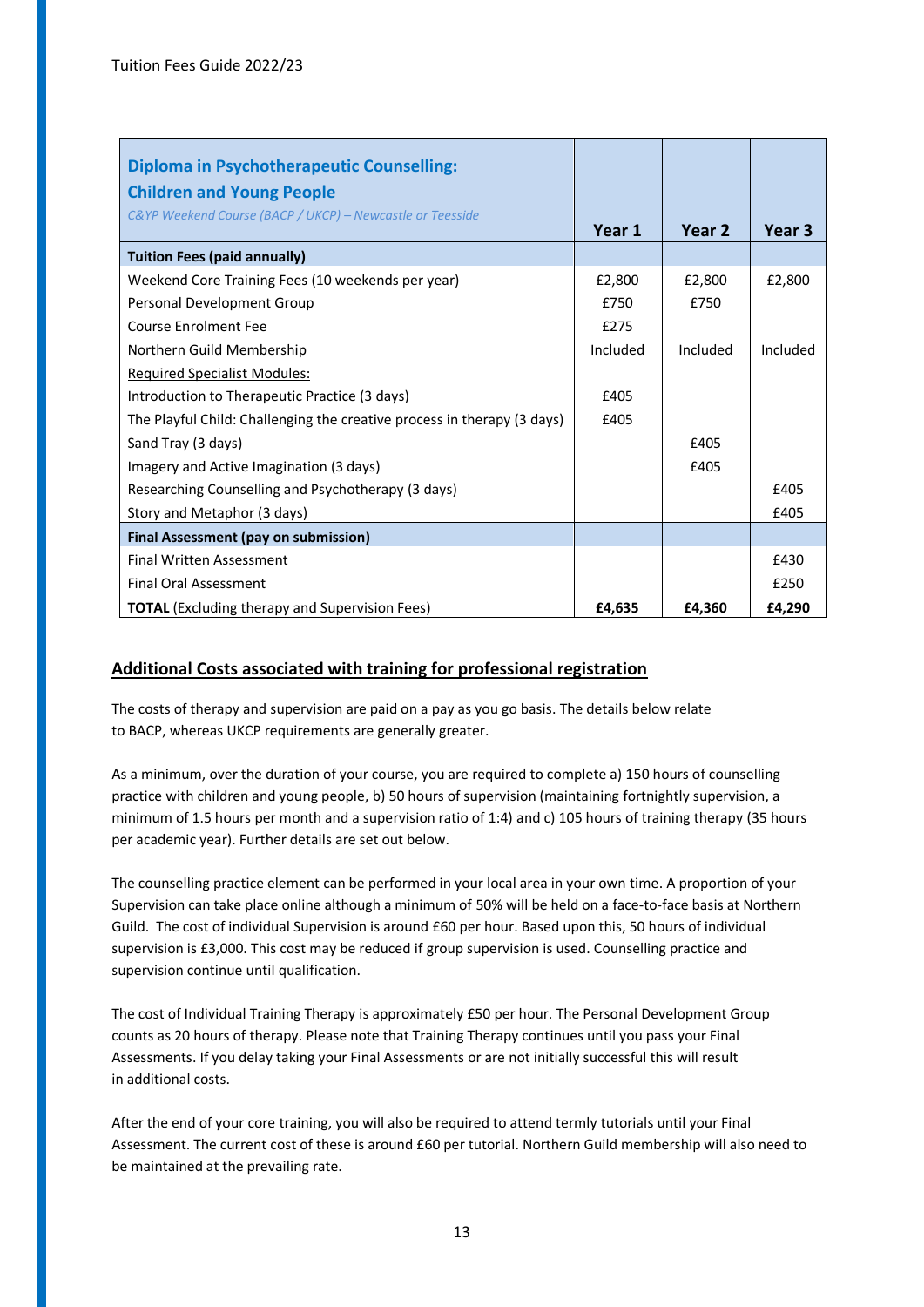| **Diploma in Psychotherapeutic Counselling: Children and Young People**<br>*C&YP Weekend Course (BACP / UKCP) – Newcastle or Teesside* | **Year 1** | **Year 2** | **Year 3** |
|---|---|---|---|
| **Tuition Fees (paid annually)** | | | |
| Weekend Core Training Fees (10 weekends per year) | £2,800 | £2,800 | £2,800 |
| Personal Development Group | £750 | £750 | |
| Course Enrolment Fee | £275 | | |
| Northern Guild Membership | Included | Included | Included |
| Required Specialist Modules: | | | |
| Introduction to Therapeutic Practice (3 days) | £405 | | |
| The Playful Child: Challenging the creative process in therapy (3 days) | £405 | | |
| Sand Tray (3 days) | | £405 | |
| Imagery and Active Imagination (3 days) | | £405 | |
| Researching Counselling and Psychotherapy (3 days) | | | £405 |
| Story and Metaphor (3 days) | | | £405 |
| **Final Assessment (pay on submission)** | | | |
| Final Written Assessment | | | £430 |
| Final Oral Assessment | | | £250 |
| **TOTAL** (Excluding therapy and Supervision Fees) | **£4,635** | **£4,360** | **£4,290** |

## Additional Costs associated with training for professional registration

The costs of therapy and supervision are paid on a pay as you go basis. The details below relate to BACP, whereas UKCP requirements are generally greater.

As a minimum, over the duration of your course, you are required to complete a) 150 hours of counselling practice with children and young people, b) 50 hours of supervision (maintaining fortnightly supervision, a minimum of 1.5 hours per month and a supervision ratio of 1:4) and c) 105 hours of training therapy (35 hours per academic year). Further details are set out below.

The counselling practice element can be performed in your local area in your own time. A proportion of your Supervision can take place online although a minimum of 50% will be held on a face-to-face basis at Northern Guild. The cost of individual Supervision is around £60 per hour. Based upon this, 50 hours of individual supervision is £3,000. This cost may be reduced if group supervision is used. Counselling practice and supervision continue until qualification.

The cost of Individual Training Therapy is approximately £50 per hour. The Personal Development Group counts as 20 hours of therapy. Please note that Training Therapy continues until you pass your Final Assessments. If you delay taking your Final Assessments or are not initially successful this will result in additional costs.

After the end of your core training, you will also be required to attend termly tutorials until your Final Assessment. The current cost of these is around £60 per tutorial. Northern Guild membership will also need to be maintained at the prevailing rate.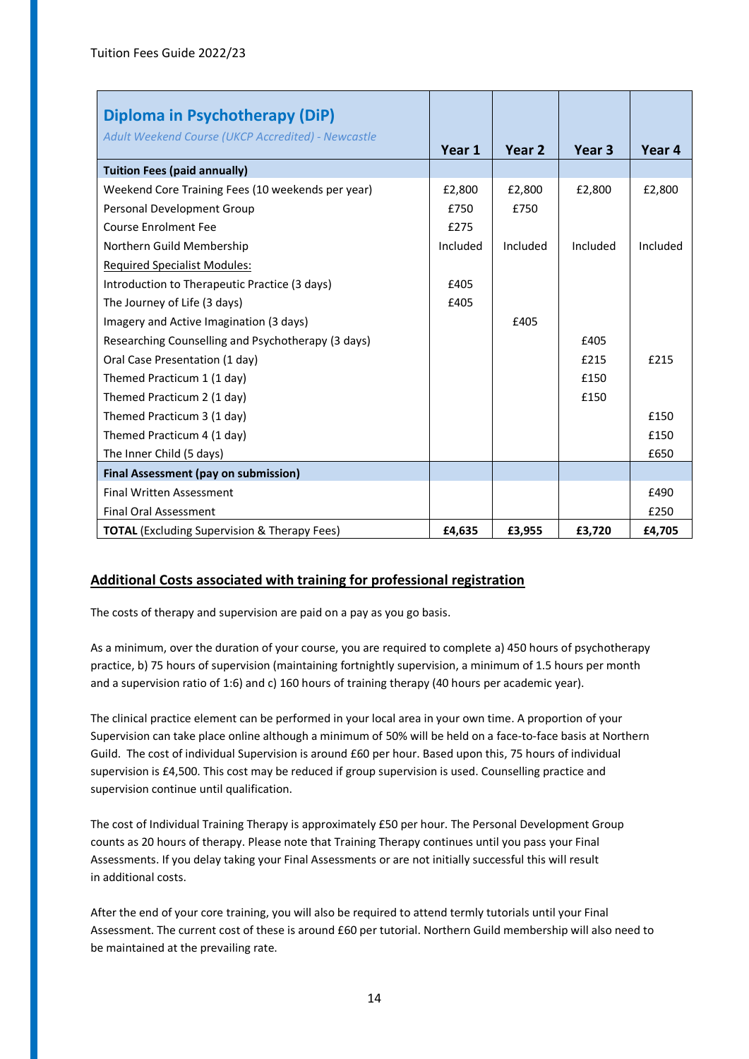Tuition Fees Guide 2022/23

| **Diploma in Psychotherapy (DiP)** *Adult Weekend Course (UKCP Accredited) - Newcastle* | **Year 1** | **Year 2** | **Year 3** | **Year 4** |
|---|---|---|---|---|
| **Tuition Fees (paid annually)** | | | | |
| Weekend Core Training Fees (10 weekends per year) | £2,800 | £2,800 | £2,800 | £2,800 |
| Personal Development Group | £750 | £750 | | |
| Course Enrolment Fee | £275 | | | |
| Northern Guild Membership | Included | Included | Included | Included |
| Required Specialist Modules: | | | | |
| Introduction to Therapeutic Practice (3 days) | £405 | | | |
| The Journey of Life (3 days) | £405 | | | |
| Imagery and Active Imagination (3 days) | | £405 | | |
| Researching Counselling and Psychotherapy (3 days) | | | £405 | |
| Oral Case Presentation (1 day) | | | £215 | £215 |
| Themed Practicum 1 (1 day) | | | £150 | |
| Themed Practicum 2 (1 day) | | | £150 | |
| Themed Practicum 3 (1 day) | | | | £150 |
| Themed Practicum 4 (1 day) | | | | £150 |
| The Inner Child (5 days) | | | | £650 |
| **Final Assessment (pay on submission)** | | | | |
| Final Written Assessment | | | | £490 |
| Final Oral Assessment | | | | £250 |
| **TOTAL** (Excluding Supervision & Therapy Fees) | **£4,635** | **£3,955** | **£3,720** | **£4,705** |

## Additional Costs associated with training for professional registration

The costs of therapy and supervision are paid on a pay as you go basis.

As a minimum, over the duration of your course, you are required to complete a) 450 hours of psychotherapy practice, b) 75 hours of supervision (maintaining fortnightly supervision, a minimum of 1.5 hours per month and a supervision ratio of 1:6) and c) 160 hours of training therapy (40 hours per academic year).

The clinical practice element can be performed in your local area in your own time. A proportion of your Supervision can take place online although a minimum of 50% will be held on a face-to-face basis at Northern Guild. The cost of individual Supervision is around £60 per hour. Based upon this, 75 hours of individual supervision is £4,500. This cost may be reduced if group supervision is used. Counselling practice and supervision continue until qualification.

The cost of Individual Training Therapy is approximately £50 per hour. The Personal Development Group counts as 20 hours of therapy. Please note that Training Therapy continues until you pass your Final Assessments. If you delay taking your Final Assessments or are not initially successful this will result in additional costs.

After the end of your core training, you will also be required to attend termly tutorials until your Final Assessment. The current cost of these is around £60 per tutorial. Northern Guild membership will also need to be maintained at the prevailing rate.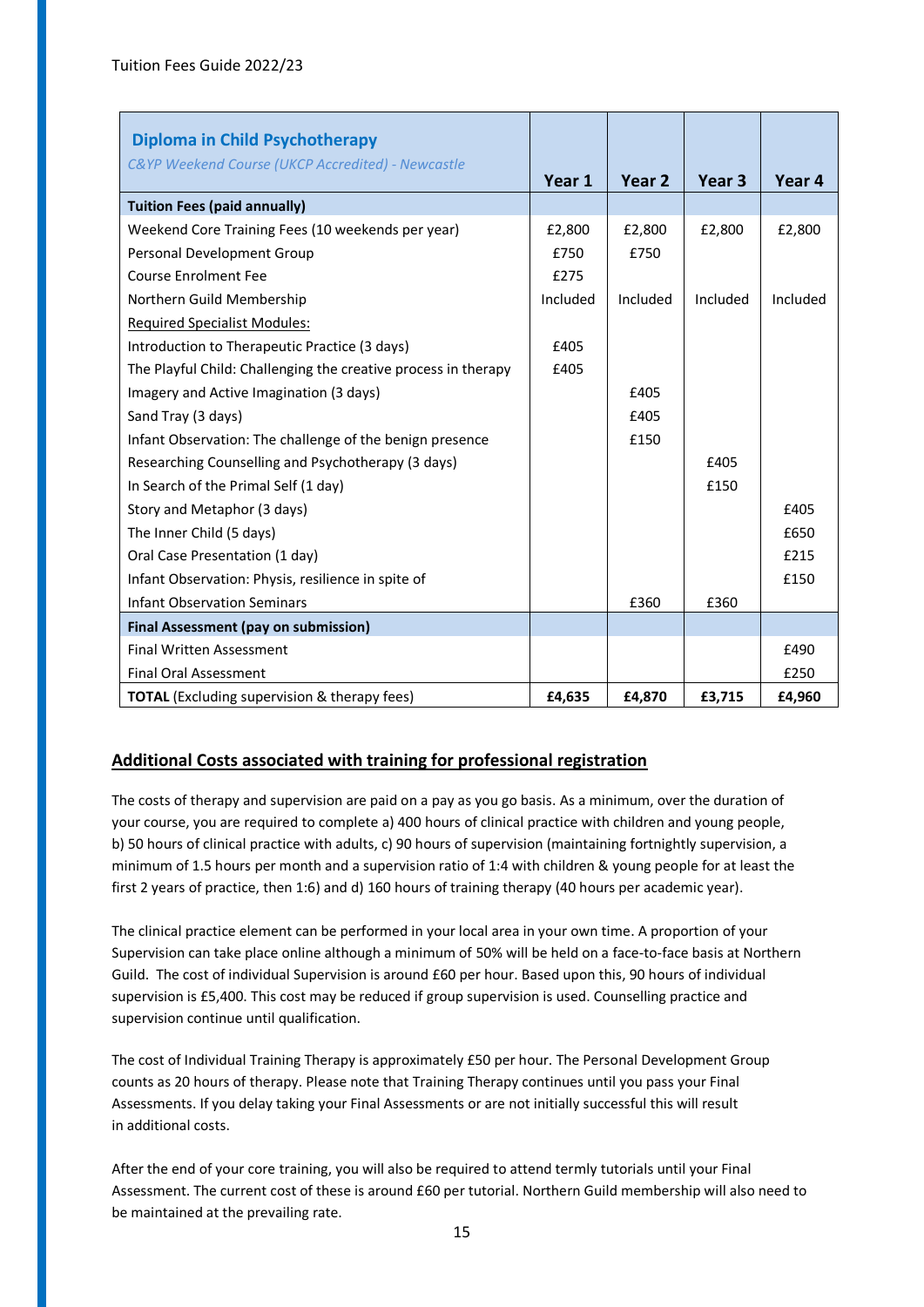Tuition Fees Guide 2022/23

| **Diploma in Child Psychotherapy**<br>*C&YP Weekend Course (UKCP Accredited) - Newcastle* | **Year 1** | **Year 2** | **Year 3** | **Year 4** |
|---|---|---|---|---|
| **Tuition Fees (paid annually)** | | | | |
| Weekend Core Training Fees (10 weekends per year) | £2,800 | £2,800 | £2,800 | £2,800 |
| Personal Development Group | £750 | £750 | | |
| Course Enrolment Fee | £275 | | | |
| Northern Guild Membership | Included | Included | Included | Included |
| Required Specialist Modules: | | | | |
| Introduction to Therapeutic Practice (3 days) | £405 | | | |
| The Playful Child: Challenging the creative process in therapy | £405 | | | |
| Imagery and Active Imagination (3 days) | | £405 | | |
| Sand Tray (3 days) | | £405 | | |
| Infant Observation: The challenge of the benign presence | | £150 | | |
| Researching Counselling and Psychotherapy (3 days) | | | £405 | |
| In Search of the Primal Self (1 day) | | | £150 | |
| Story and Metaphor (3 days) | | | | £405 |
| The Inner Child (5 days) | | | | £650 |
| Oral Case Presentation (1 day) | | | | £215 |
| Infant Observation: Physis, resilience in spite of | | | | £150 |
| Infant Observation Seminars | | £360 | £360 | |
| **Final Assessment (pay on submission)** | | | | |
| Final Written Assessment | | | | £490 |
| Final Oral Assessment | | | | £250 |
| **TOTAL** (Excluding supervision & therapy fees) | **£4,635** | **£4,870** | **£3,715** | **£4,960** |

## Additional Costs associated with training for professional registration

The costs of therapy and supervision are paid on a pay as you go basis. As a minimum, over the duration of your course, you are required to complete a) 400 hours of clinical practice with children and young people, b) 50 hours of clinical practice with adults, c) 90 hours of supervision (maintaining fortnightly supervision, a minimum of 1.5 hours per month and a supervision ratio of 1:4 with children & young people for at least the first 2 years of practice, then 1:6) and d) 160 hours of training therapy (40 hours per academic year).

The clinical practice element can be performed in your local area in your own time. A proportion of your Supervision can take place online although a minimum of 50% will be held on a face-to-face basis at Northern Guild. The cost of individual Supervision is around £60 per hour. Based upon this, 90 hours of individual supervision is £5,400. This cost may be reduced if group supervision is used. Counselling practice and supervision continue until qualification.

The cost of Individual Training Therapy is approximately £50 per hour. The Personal Development Group counts as 20 hours of therapy. Please note that Training Therapy continues until you pass your Final Assessments. If you delay taking your Final Assessments or are not initially successful this will result in additional costs.

After the end of your core training, you will also be required to attend termly tutorials until your Final Assessment. The current cost of these is around £60 per tutorial. Northern Guild membership will also need to be maintained at the prevailing rate.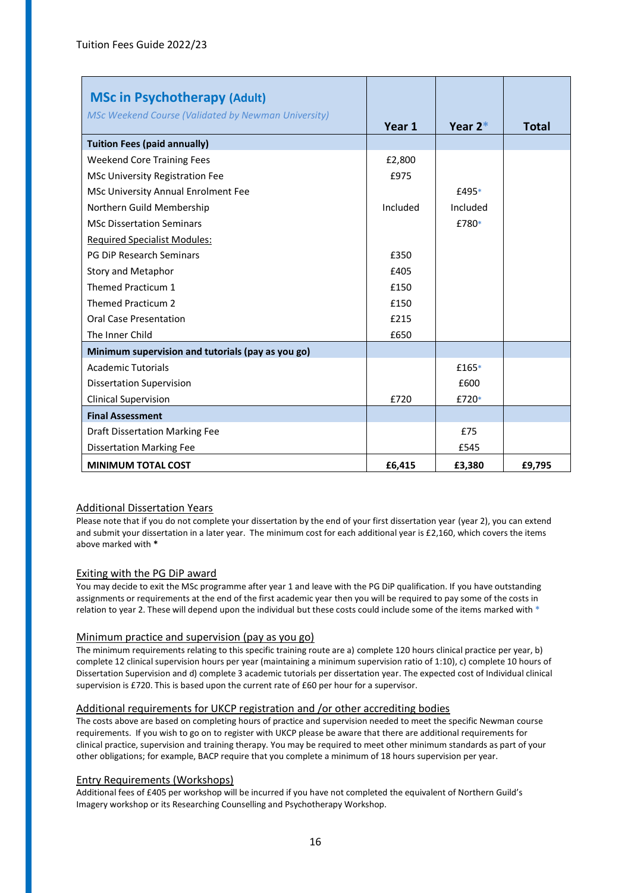| **MSc in Psychotherapy (Adult)**<br>*MSc Weekend Course (Validated by Newman University)* | **Year 1** | **Year 2*** | **Total** |
|---|---|---|---|
| **Tuition Fees (paid annually)** | | | |
| Weekend Core Training Fees | £2,800 | | |
| MSc University Registration Fee | £975 | | |
| MSc University Annual Enrolment Fee | | £495* | |
| Northern Guild Membership | Included | Included | |
| MSc Dissertation Seminars | | £780* | |
| Required Specialist Modules: | | | |
| PG DiP Research Seminars | £350 | | |
| Story and Metaphor | £405 | | |
| Themed Practicum 1 | £150 | | |
| Themed Practicum 2 | £150 | | |
| Oral Case Presentation | £215 | | |
| The Inner Child | £650 | | |
| **Minimum supervision and tutorials (pay as you go)** | | | |
| Academic Tutorials | | £165* | |
| Dissertation Supervision | | £600 | |
| Clinical Supervision | £720 | £720* | |
| **Final Assessment** | | | |
| Draft Dissertation Marking Fee | | £75 | |
| Dissertation Marking Fee | | £545 | |
| **MINIMUM TOTAL COST** | **£6,415** | **£3,380** | **£9,795** |

## Additional Dissertation Years

Please note that if you do not complete your dissertation by the end of your first dissertation year (year 2), you can extend and submit your dissertation in a later year. The minimum cost for each additional year is £2,160, which covers the items above marked with *

## Exiting with the PG DiP award

You may decide to exit the MSc programme after year 1 and leave with the PG DiP qualification. If you have outstanding assignments or requirements at the end of the first academic year then you will be required to pay some of the costs in relation to year 2. These will depend upon the individual but these costs could include some of the items marked with *

## Minimum practice and supervision (pay as you go)

The minimum requirements relating to this specific training route are a) complete 120 hours clinical practice per year, b) complete 12 clinical supervision hours per year (maintaining a minimum supervision ratio of 1:10), c) complete 10 hours of Dissertation Supervision and d) complete 3 academic tutorials per dissertation year. The expected cost of Individual clinical supervision is £720. This is based upon the current rate of £60 per hour for a supervisor.

## Additional requirements for UKCP registration and /or other accrediting bodies

The costs above are based on completing hours of practice and supervision needed to meet the specific Newman course requirements. If you wish to go on to register with UKCP please be aware that there are additional requirements for clinical practice, supervision and training therapy. You may be required to meet other minimum standards as part of your other obligations; for example, BACP require that you complete a minimum of 18 hours supervision per year.

## Entry Requirements (Workshops)

Additional fees of £405 per workshop will be incurred if you have not completed the equivalent of Northern Guild's Imagery workshop or its Researching Counselling and Psychotherapy Workshop.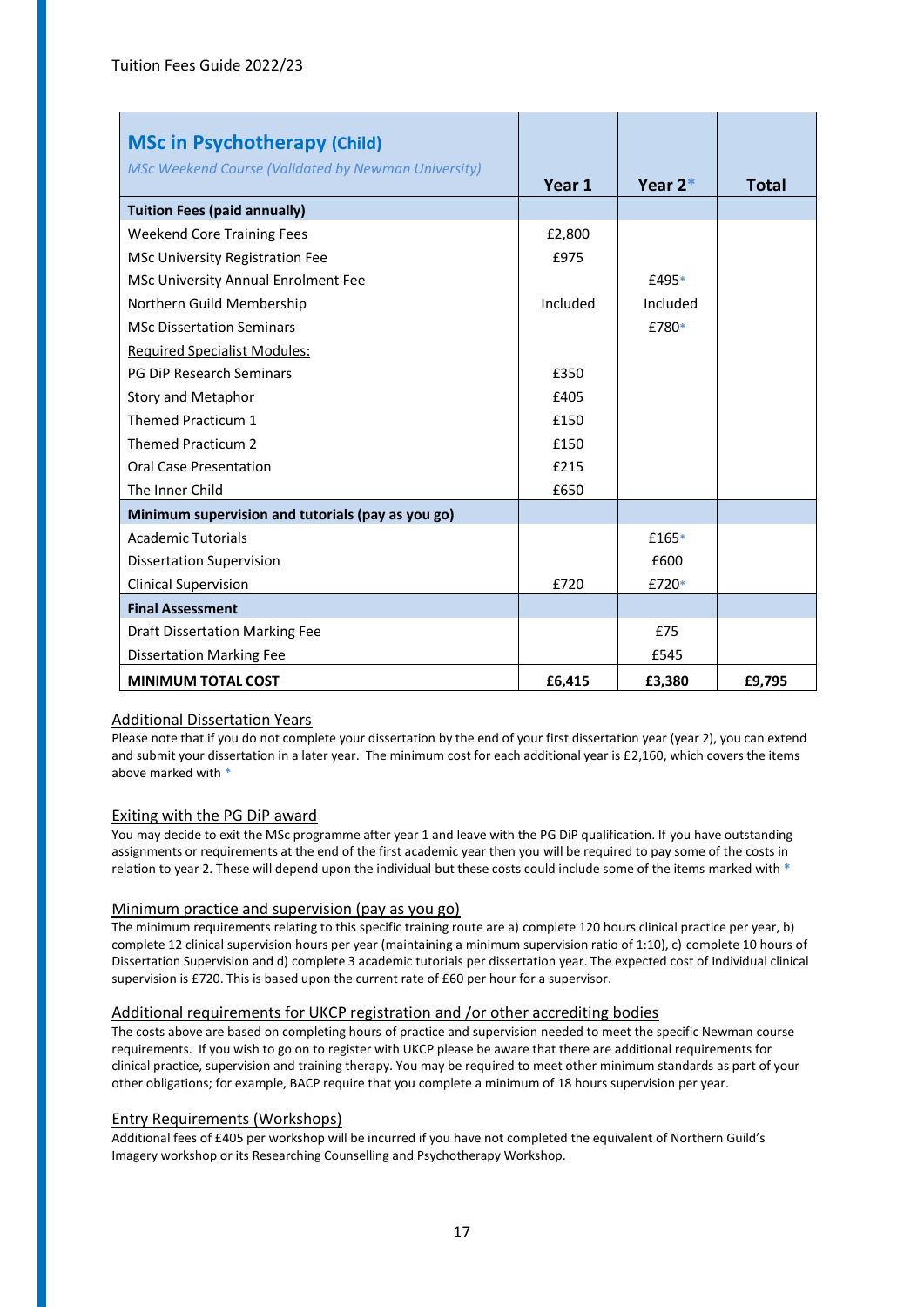| **MSc in Psychotherapy (Child)**<br>*MSc Weekend Course (Validated by Newman University)* | **Year 1** | **Year 2*** | **Total** |
|---|---|---|---|
| **Tuition Fees (paid annually)** | | | |
| Weekend Core Training Fees | £2,800 | | |
| MSc University Registration Fee | £975 | | |
| MSc University Annual Enrolment Fee | | £495* | |
| Northern Guild Membership | Included | Included | |
| MSc Dissertation Seminars | | £780* | |
| Required Specialist Modules: | | | |
| PG DiP Research Seminars | £350 | | |
| Story and Metaphor | £405 | | |
| Themed Practicum 1 | £150 | | |
| Themed Practicum 2 | £150 | | |
| Oral Case Presentation | £215 | | |
| The Inner Child | £650 | | |
| **Minimum supervision and tutorials (pay as you go)** | | | |
| Academic Tutorials | | £165* | |
| Dissertation Supervision | | £600 | |
| Clinical Supervision | £720 | £720* | |
| **Final Assessment** | | | |
| Draft Dissertation Marking Fee | | £75 | |
| Dissertation Marking Fee | | £545 | |
| **MINIMUM TOTAL COST** | **£6,415** | **£3,380** | **£9,795** |

## Additional Dissertation Years

Please note that if you do not complete your dissertation by the end of your first dissertation year (year 2), you can extend and submit your dissertation in a later year. The minimum cost for each additional year is £2,160, which covers the items above marked with *

## Exiting with the PG DiP award

You may decide to exit the MSc programme after year 1 and leave with the PG DiP qualification. If you have outstanding assignments or requirements at the end of the first academic year then you will be required to pay some of the costs in relation to year 2. These will depend upon the individual but these costs could include some of the items marked with *

## Minimum practice and supervision (pay as you go)

The minimum requirements relating to this specific training route are a) complete 120 hours clinical practice per year, b) complete 12 clinical supervision hours per year (maintaining a minimum supervision ratio of 1:10), c) complete 10 hours of Dissertation Supervision and d) complete 3 academic tutorials per dissertation year. The expected cost of Individual clinical supervision is £720. This is based upon the current rate of £60 per hour for a supervisor.

## Additional requirements for UKCP registration and /or other accrediting bodies

The costs above are based on completing hours of practice and supervision needed to meet the specific Newman course requirements. If you wish to go on to register with UKCP please be aware that there are additional requirements for clinical practice, supervision and training therapy. You may be required to meet other minimum standards as part of your other obligations; for example, BACP require that you complete a minimum of 18 hours supervision per year.

## Entry Requirements (Workshops)

Additional fees of £405 per workshop will be incurred if you have not completed the equivalent of Northern Guild's Imagery workshop or its Researching Counselling and Psychotherapy Workshop.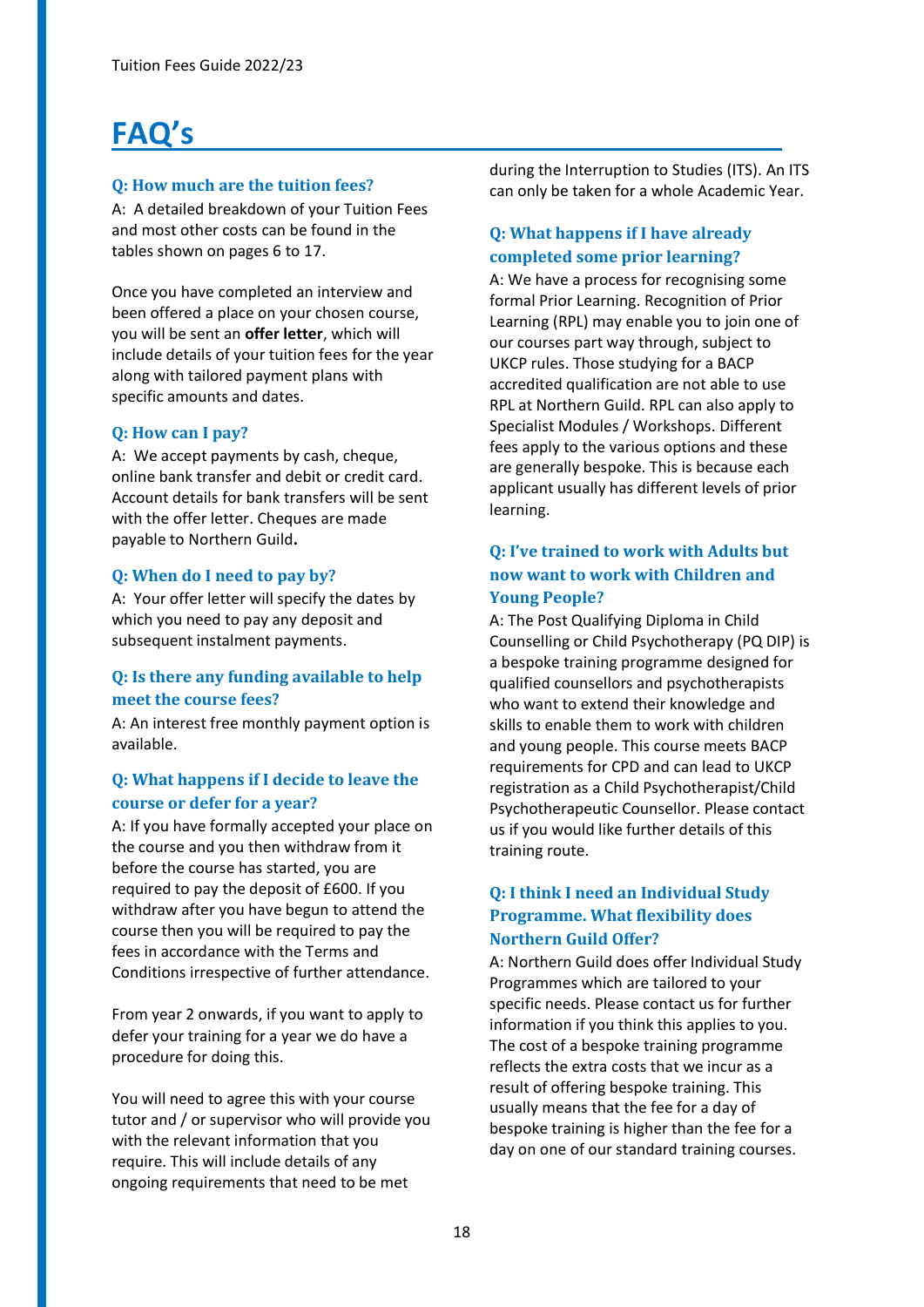# FAQ's

### Q: How much are the tuition fees?

A: A detailed breakdown of your Tuition Fees and most other costs can be found in the tables shown on pages 6 to 17.

Once you have completed an interview and been offered a place on your chosen course, you will be sent an **offer letter**, which will include details of your tuition fees for the year along with tailored payment plans with specific amounts and dates.

### Q: How can I pay?

A: We accept payments by cash, cheque, online bank transfer and debit or credit card. Account details for bank transfers will be sent with the offer letter. Cheques are made payable to Northern Guild**.**

### Q: When do I need to pay by?

A: Your offer letter will specify the dates by which you need to pay any deposit and subsequent instalment payments.

### Q: Is there any funding available to help meet the course fees?

A: An interest free monthly payment option is available.

### Q: What happens if I decide to leave the course or defer for a year?

A: If you have formally accepted your place on the course and you then withdraw from it before the course has started, you are required to pay the deposit of £600. If you withdraw after you have begun to attend the course then you will be required to pay the fees in accordance with the Terms and Conditions irrespective of further attendance.

From year 2 onwards, if you want to apply to defer your training for a year we do have a procedure for doing this.

You will need to agree this with your course tutor and / or supervisor who will provide you with the relevant information that you require. This will include details of any ongoing requirements that need to be met during the Interruption to Studies (ITS). An ITS can only be taken for a whole Academic Year.

### Q: What happens if I have already completed some prior learning?

A: We have a process for recognising some formal Prior Learning. Recognition of Prior Learning (RPL) may enable you to join one of our courses part way through, subject to UKCP rules. Those studying for a BACP accredited qualification are not able to use RPL at Northern Guild. RPL can also apply to Specialist Modules / Workshops. Different fees apply to the various options and these are generally bespoke. This is because each applicant usually has different levels of prior learning.

### Q: I've trained to work with Adults but now want to work with Children and Young People?

A: The Post Qualifying Diploma in Child Counselling or Child Psychotherapy (PQ DIP) is a bespoke training programme designed for qualified counsellors and psychotherapists who want to extend their knowledge and skills to enable them to work with children and young people. This course meets BACP requirements for CPD and can lead to UKCP registration as a Child Psychotherapist/Child Psychotherapeutic Counsellor. Please contact us if you would like further details of this training route.

### Q: I think I need an Individual Study Programme. What flexibility does Northern Guild Offer?

A: Northern Guild does offer Individual Study Programmes which are tailored to your specific needs. Please contact us for further information if you think this applies to you. The cost of a bespoke training programme reflects the extra costs that we incur as a result of offering bespoke training. This usually means that the fee for a day of bespoke training is higher than the fee for a day on one of our standard training courses.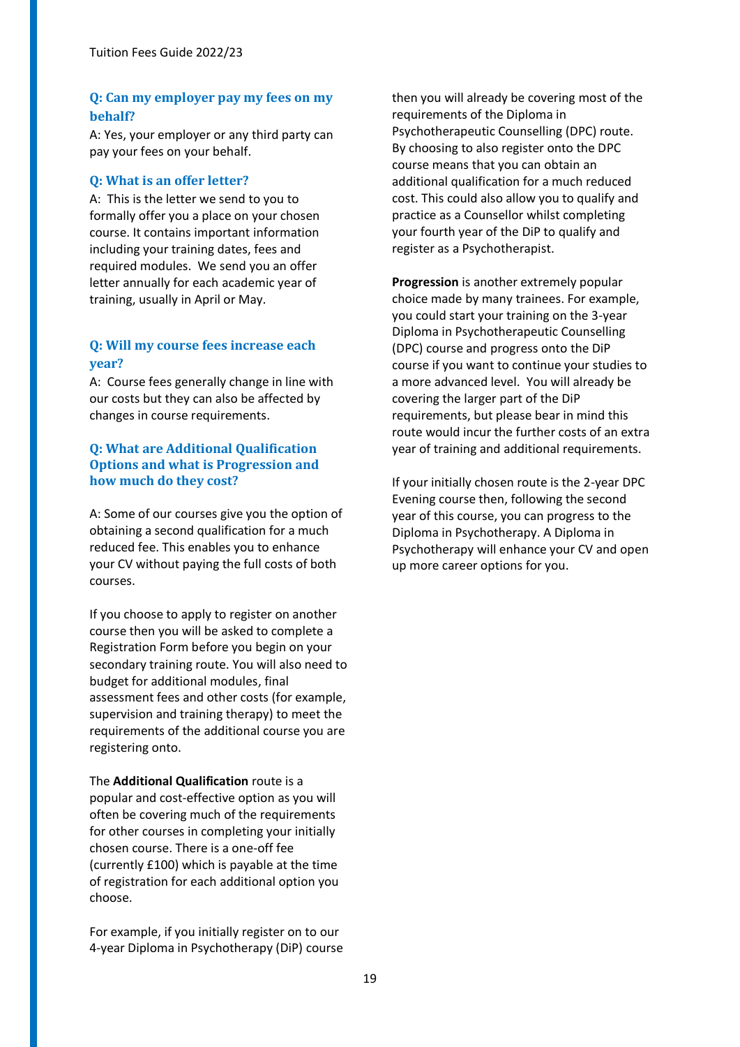### Q: Can my employer pay my fees on my behalf?

A: Yes, your employer or any third party can pay your fees on your behalf.

### Q: What is an offer letter?

A: This is the letter we send to you to formally offer you a place on your chosen course. It contains important information including your training dates, fees and required modules. We send you an offer letter annually for each academic year of training, usually in April or May.

### Q: Will my course fees increase each year?

A: Course fees generally change in line with our costs but they can also be affected by changes in course requirements.

### Q: What are Additional Qualification Options and what is Progression and how much do they cost?

A: Some of our courses give you the option of obtaining a second qualification for a much reduced fee. This enables you to enhance your CV without paying the full costs of both courses.

If you choose to apply to register on another course then you will be asked to complete a Registration Form before you begin on your secondary training route. You will also need to budget for additional modules, final assessment fees and other costs (for example, supervision and training therapy) to meet the requirements of the additional course you are registering onto.

The **Additional Qualification** route is a popular and cost-effective option as you will often be covering much of the requirements for other courses in completing your initially chosen course. There is a one-off fee (currently £100) which is payable at the time of registration for each additional option you choose.

For example, if you initially register on to our 4-year Diploma in Psychotherapy (DiP) course then you will already be covering most of the requirements of the Diploma in Psychotherapeutic Counselling (DPC) route. By choosing to also register onto the DPC course means that you can obtain an additional qualification for a much reduced cost. This could also allow you to qualify and practice as a Counsellor whilst completing your fourth year of the DiP to qualify and register as a Psychotherapist.

**Progression** is another extremely popular choice made by many trainees. For example, you could start your training on the 3-year Diploma in Psychotherapeutic Counselling (DPC) course and progress onto the DiP course if you want to continue your studies to a more advanced level. You will already be covering the larger part of the DiP requirements, but please bear in mind this route would incur the further costs of an extra year of training and additional requirements.

If your initially chosen route is the 2-year DPC Evening course then, following the second year of this course, you can progress to the Diploma in Psychotherapy. A Diploma in Psychotherapy will enhance your CV and open up more career options for you.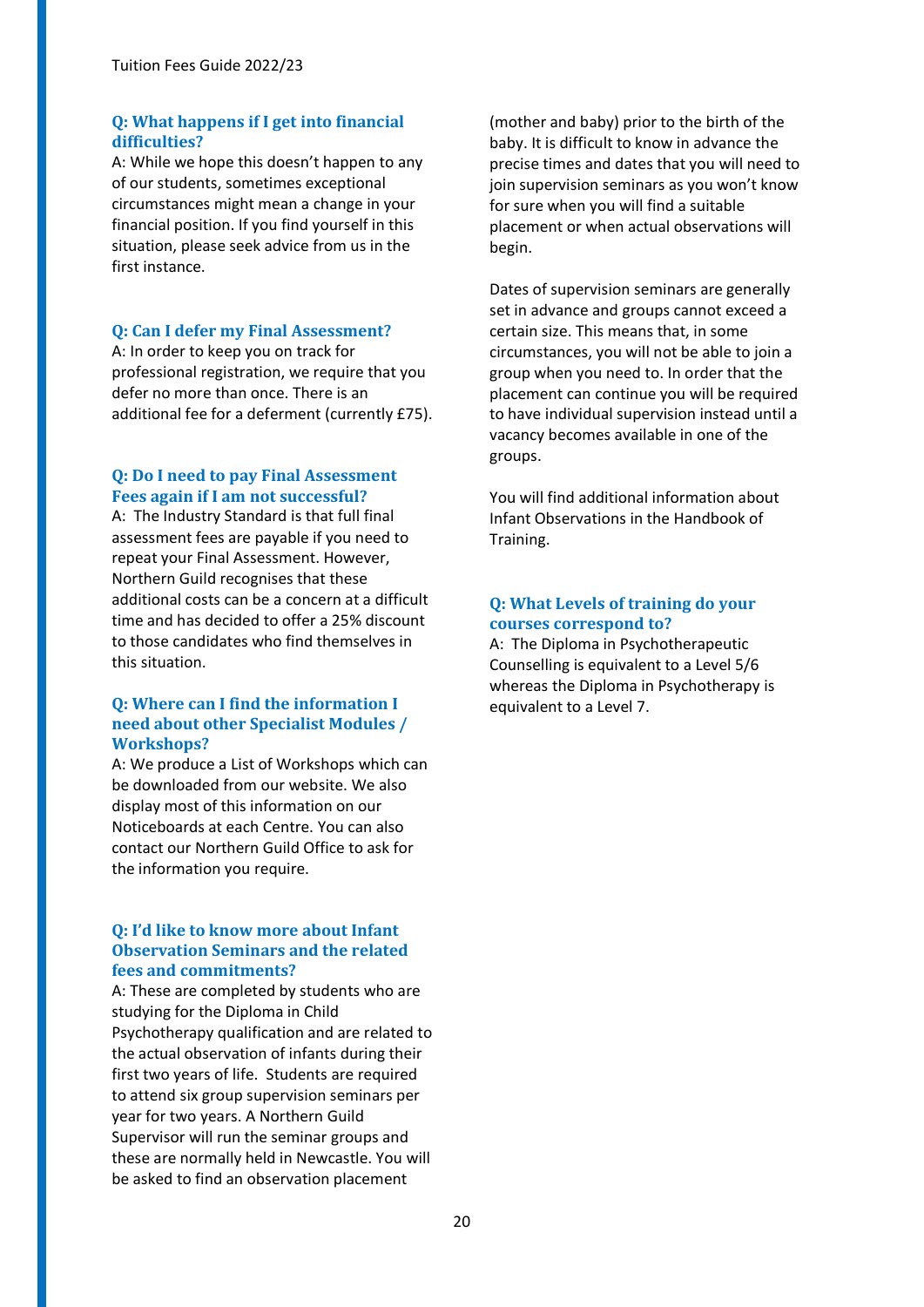### Q: What happens if I get into financial difficulties?

A: While we hope this doesn't happen to any of our students, sometimes exceptional circumstances might mean a change in your financial position. If you find yourself in this situation, please seek advice from us in the first instance.

### Q: Can I defer my Final Assessment?

A: In order to keep you on track for professional registration, we require that you defer no more than once. There is an additional fee for a deferment (currently £75).

### Q: Do I need to pay Final Assessment Fees again if I am not successful?

A: The Industry Standard is that full final assessment fees are payable if you need to repeat your Final Assessment. However, Northern Guild recognises that these additional costs can be a concern at a difficult time and has decided to offer a 25% discount to those candidates who find themselves in this situation.

### Q: Where can I find the information I need about other Specialist Modules / Workshops?

A: We produce a List of Workshops which can be downloaded from our website. We also display most of this information on our Noticeboards at each Centre. You can also contact our Northern Guild Office to ask for the information you require.

### Q: I'd like to know more about Infant Observation Seminars and the related fees and commitments?

A: These are completed by students who are studying for the Diploma in Child Psychotherapy qualification and are related to the actual observation of infants during their first two years of life. Students are required to attend six group supervision seminars per year for two years. A Northern Guild Supervisor will run the seminar groups and these are normally held in Newcastle. You will be asked to find an observation placement (mother and baby) prior to the birth of the baby. It is difficult to know in advance the precise times and dates that you will need to join supervision seminars as you won't know for sure when you will find a suitable placement or when actual observations will begin.

Dates of supervision seminars are generally set in advance and groups cannot exceed a certain size. This means that, in some circumstances, you will not be able to join a group when you need to. In order that the placement can continue you will be required to have individual supervision instead until a vacancy becomes available in one of the groups.

You will find additional information about Infant Observations in the Handbook of Training.

### Q: What Levels of training do your courses correspond to?

A: The Diploma in Psychotherapeutic Counselling is equivalent to a Level 5/6 whereas the Diploma in Psychotherapy is equivalent to a Level 7.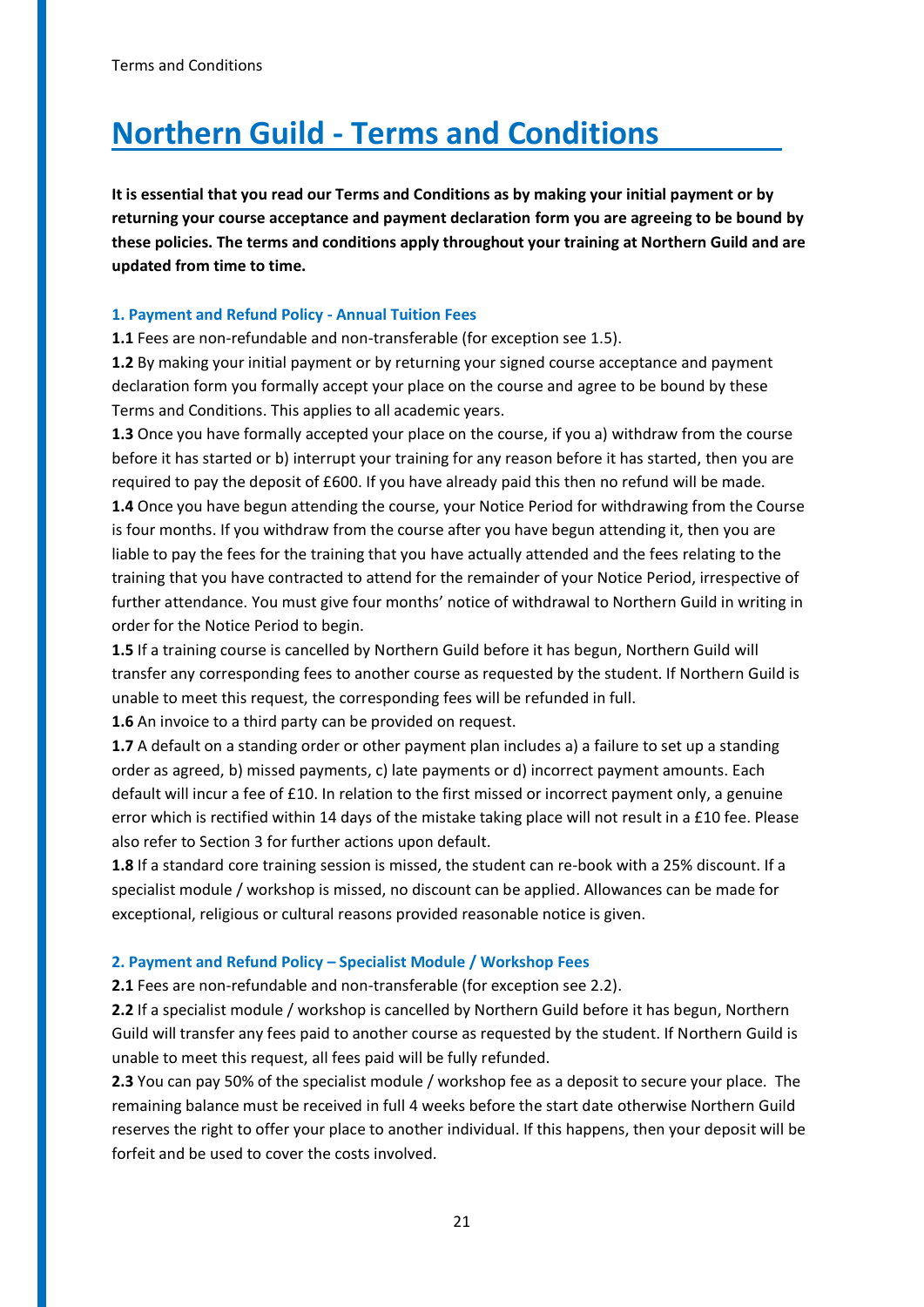# Northern Guild - Terms and Conditions

**It is essential that you read our Terms and Conditions as by making your initial payment or by returning your course acceptance and payment declaration form you are agreeing to be bound by these policies. The terms and conditions apply throughout your training at Northern Guild and are updated from time to time.**

### 1. Payment and Refund Policy - Annual Tuition Fees

**1.1** Fees are non-refundable and non-transferable (for exception see 1.5).

**1.2** By making your initial payment or by returning your signed course acceptance and payment declaration form you formally accept your place on the course and agree to be bound by these Terms and Conditions. This applies to all academic years.

**1.3** Once you have formally accepted your place on the course, if you a) withdraw from the course before it has started or b) interrupt your training for any reason before it has started, then you are required to pay the deposit of £600. If you have already paid this then no refund will be made.

**1.4** Once you have begun attending the course, your Notice Period for withdrawing from the Course is four months. If you withdraw from the course after you have begun attending it, then you are liable to pay the fees for the training that you have actually attended and the fees relating to the training that you have contracted to attend for the remainder of your Notice Period, irrespective of further attendance. You must give four months' notice of withdrawal to Northern Guild in writing in order for the Notice Period to begin.

**1.5** If a training course is cancelled by Northern Guild before it has begun, Northern Guild will transfer any corresponding fees to another course as requested by the student. If Northern Guild is unable to meet this request, the corresponding fees will be refunded in full.

**1.6** An invoice to a third party can be provided on request.

**1.7** A default on a standing order or other payment plan includes a) a failure to set up a standing order as agreed, b) missed payments, c) late payments or d) incorrect payment amounts. Each default will incur a fee of £10. In relation to the first missed or incorrect payment only, a genuine error which is rectified within 14 days of the mistake taking place will not result in a £10 fee. Please also refer to Section 3 for further actions upon default.

**1.8** If a standard core training session is missed, the student can re-book with a 25% discount. If a specialist module / workshop is missed, no discount can be applied. Allowances can be made for exceptional, religious or cultural reasons provided reasonable notice is given.

### 2. Payment and Refund Policy – Specialist Module / Workshop Fees

**2.1** Fees are non-refundable and non-transferable (for exception see 2.2).

**2.2** If a specialist module / workshop is cancelled by Northern Guild before it has begun, Northern Guild will transfer any fees paid to another course as requested by the student. If Northern Guild is unable to meet this request, all fees paid will be fully refunded.

**2.3** You can pay 50% of the specialist module / workshop fee as a deposit to secure your place. The remaining balance must be received in full 4 weeks before the start date otherwise Northern Guild reserves the right to offer your place to another individual. If this happens, then your deposit will be forfeit and be used to cover the costs involved.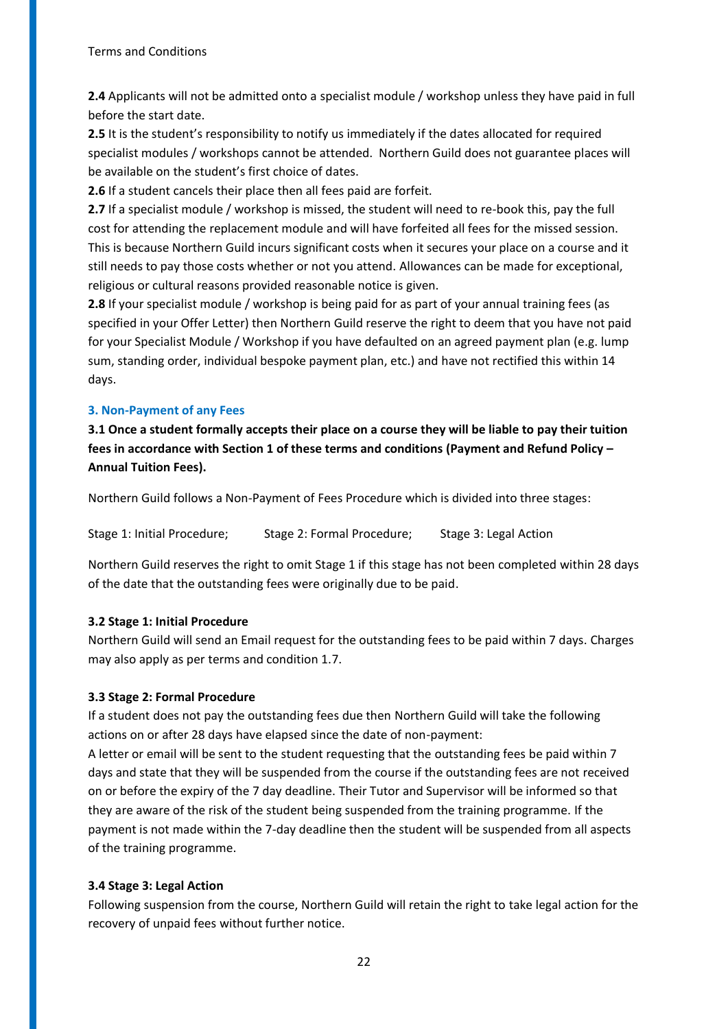**2.4** Applicants will not be admitted onto a specialist module / workshop unless they have paid in full before the start date.

**2.5** It is the student's responsibility to notify us immediately if the dates allocated for required specialist modules / workshops cannot be attended. Northern Guild does not guarantee places will be available on the student's first choice of dates.

**2.6** If a student cancels their place then all fees paid are forfeit.

**2.7** If a specialist module / workshop is missed, the student will need to re-book this, pay the full cost for attending the replacement module and will have forfeited all fees for the missed session. This is because Northern Guild incurs significant costs when it secures your place on a course and it still needs to pay those costs whether or not you attend. Allowances can be made for exceptional, religious or cultural reasons provided reasonable notice is given.

**2.8** If your specialist module / workshop is being paid for as part of your annual training fees (as specified in your Offer Letter) then Northern Guild reserve the right to deem that you have not paid for your Specialist Module / Workshop if you have defaulted on an agreed payment plan (e.g. lump sum, standing order, individual bespoke payment plan, etc.) and have not rectified this within 14 days.

### 3. Non-Payment of any Fees

**3.1 Once a student formally accepts their place on a course they will be liable to pay their tuition fees in accordance with Section 1 of these terms and conditions (Payment and Refund Policy – Annual Tuition Fees).**

Northern Guild follows a Non-Payment of Fees Procedure which is divided into three stages:

Stage 1: Initial Procedure; Stage 2: Formal Procedure; Stage 3: Legal Action

Northern Guild reserves the right to omit Stage 1 if this stage has not been completed within 28 days of the date that the outstanding fees were originally due to be paid.

**3.2 Stage 1: Initial Procedure**

Northern Guild will send an Email request for the outstanding fees to be paid within 7 days. Charges may also apply as per terms and condition 1.7.

**3.3 Stage 2: Formal Procedure**

If a student does not pay the outstanding fees due then Northern Guild will take the following actions on or after 28 days have elapsed since the date of non-payment:

A letter or email will be sent to the student requesting that the outstanding fees be paid within 7 days and state that they will be suspended from the course if the outstanding fees are not received on or before the expiry of the 7 day deadline. Their Tutor and Supervisor will be informed so that they are aware of the risk of the student being suspended from the training programme. If the payment is not made within the 7-day deadline then the student will be suspended from all aspects of the training programme.

**3.4 Stage 3: Legal Action**

Following suspension from the course, Northern Guild will retain the right to take legal action for the recovery of unpaid fees without further notice.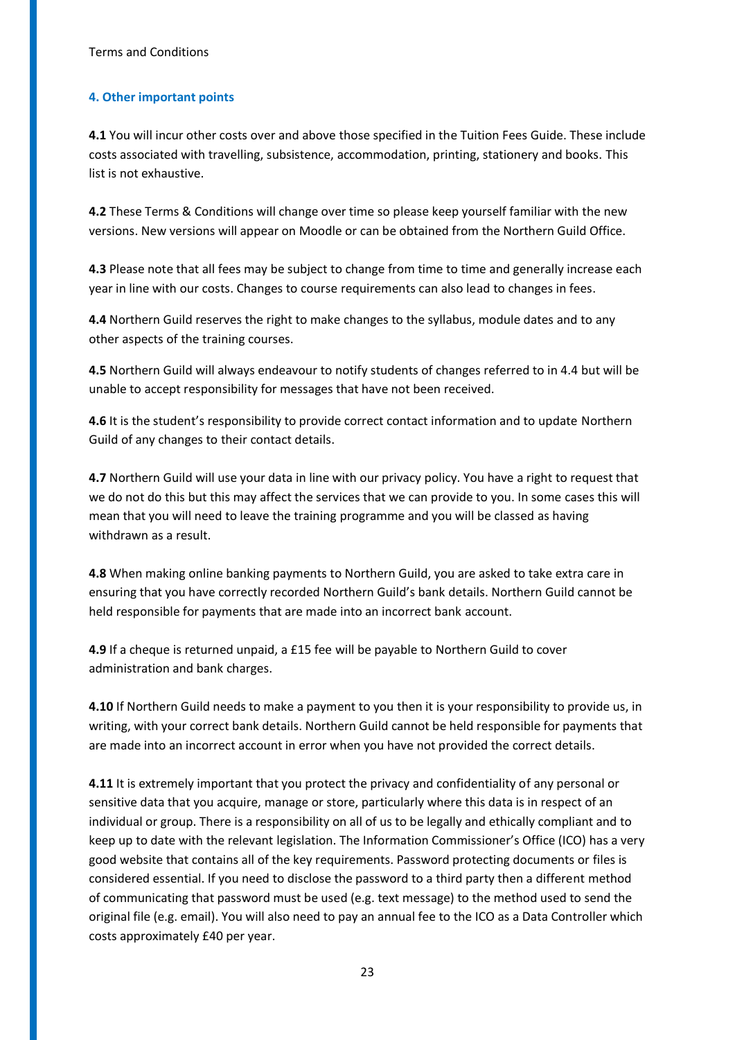## 4. Other important points

**4.1** You will incur other costs over and above those specified in the Tuition Fees Guide. These include costs associated with travelling, subsistence, accommodation, printing, stationery and books. This list is not exhaustive.

**4.2** These Terms & Conditions will change over time so please keep yourself familiar with the new versions. New versions will appear on Moodle or can be obtained from the Northern Guild Office.

**4.3** Please note that all fees may be subject to change from time to time and generally increase each year in line with our costs. Changes to course requirements can also lead to changes in fees.

**4.4** Northern Guild reserves the right to make changes to the syllabus, module dates and to any other aspects of the training courses.

**4.5** Northern Guild will always endeavour to notify students of changes referred to in 4.4 but will be unable to accept responsibility for messages that have not been received.

**4.6** It is the student's responsibility to provide correct contact information and to update Northern Guild of any changes to their contact details.

**4.7** Northern Guild will use your data in line with our privacy policy. You have a right to request that we do not do this but this may affect the services that we can provide to you. In some cases this will mean that you will need to leave the training programme and you will be classed as having withdrawn as a result.

**4.8** When making online banking payments to Northern Guild, you are asked to take extra care in ensuring that you have correctly recorded Northern Guild's bank details. Northern Guild cannot be held responsible for payments that are made into an incorrect bank account.

**4.9** If a cheque is returned unpaid, a £15 fee will be payable to Northern Guild to cover administration and bank charges.

**4.10** If Northern Guild needs to make a payment to you then it is your responsibility to provide us, in writing, with your correct bank details. Northern Guild cannot be held responsible for payments that are made into an incorrect account in error when you have not provided the correct details.

**4.11** It is extremely important that you protect the privacy and confidentiality of any personal or sensitive data that you acquire, manage or store, particularly where this data is in respect of an individual or group. There is a responsibility on all of us to be legally and ethically compliant and to keep up to date with the relevant legislation. The Information Commissioner's Office (ICO) has a very good website that contains all of the key requirements. Password protecting documents or files is considered essential. If you need to disclose the password to a third party then a different method of communicating that password must be used (e.g. text message) to the method used to send the original file (e.g. email). You will also need to pay an annual fee to the ICO as a Data Controller which costs approximately £40 per year.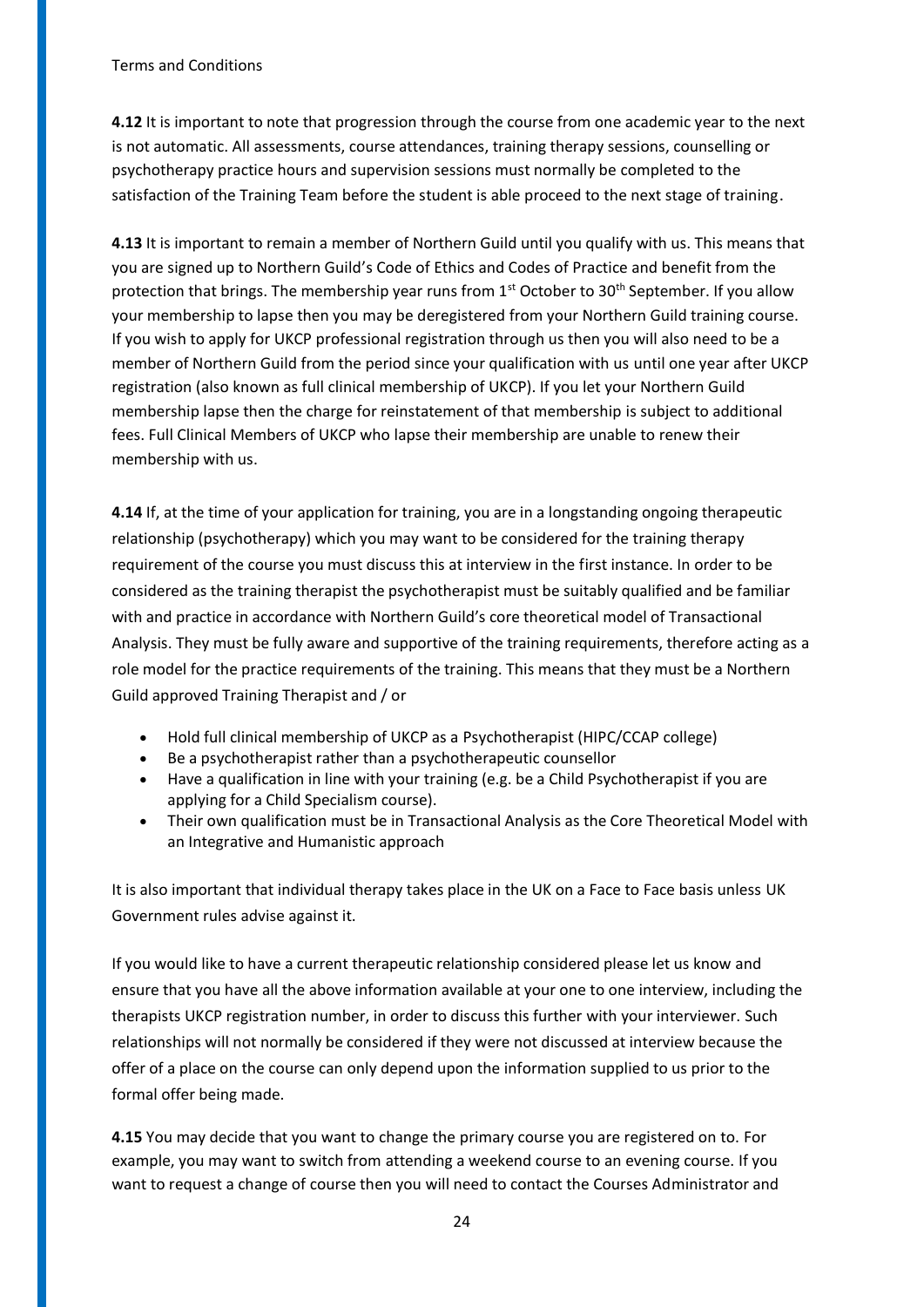**4.12** It is important to note that progression through the course from one academic year to the next is not automatic. All assessments, course attendances, training therapy sessions, counselling or psychotherapy practice hours and supervision sessions must normally be completed to the satisfaction of the Training Team before the student is able proceed to the next stage of training.

**4.13** It is important to remain a member of Northern Guild until you qualify with us. This means that you are signed up to Northern Guild's Code of Ethics and Codes of Practice and benefit from the protection that brings. The membership year runs from 1st October to 30th September. If you allow your membership to lapse then you may be deregistered from your Northern Guild training course. If you wish to apply for UKCP professional registration through us then you will also need to be a member of Northern Guild from the period since your qualification with us until one year after UKCP registration (also known as full clinical membership of UKCP). If you let your Northern Guild membership lapse then the charge for reinstatement of that membership is subject to additional fees. Full Clinical Members of UKCP who lapse their membership are unable to renew their membership with us.

**4.14** If, at the time of your application for training, you are in a longstanding ongoing therapeutic relationship (psychotherapy) which you may want to be considered for the training therapy requirement of the course you must discuss this at interview in the first instance. In order to be considered as the training therapist the psychotherapist must be suitably qualified and be familiar with and practice in accordance with Northern Guild's core theoretical model of Transactional Analysis. They must be fully aware and supportive of the training requirements, therefore acting as a role model for the practice requirements of the training. This means that they must be a Northern Guild approved Training Therapist and / or

- Hold full clinical membership of UKCP as a Psychotherapist (HIPC/CCAP college)
- Be a psychotherapist rather than a psychotherapeutic counsellor
- Have a qualification in line with your training (e.g. be a Child Psychotherapist if you are applying for a Child Specialism course).
- Their own qualification must be in Transactional Analysis as the Core Theoretical Model with an Integrative and Humanistic approach

It is also important that individual therapy takes place in the UK on a Face to Face basis unless UK Government rules advise against it.

If you would like to have a current therapeutic relationship considered please let us know and ensure that you have all the above information available at your one to one interview, including the therapists UKCP registration number, in order to discuss this further with your interviewer. Such relationships will not normally be considered if they were not discussed at interview because the offer of a place on the course can only depend upon the information supplied to us prior to the formal offer being made.

**4.15** You may decide that you want to change the primary course you are registered on to. For example, you may want to switch from attending a weekend course to an evening course. If you want to request a change of course then you will need to contact the Courses Administrator and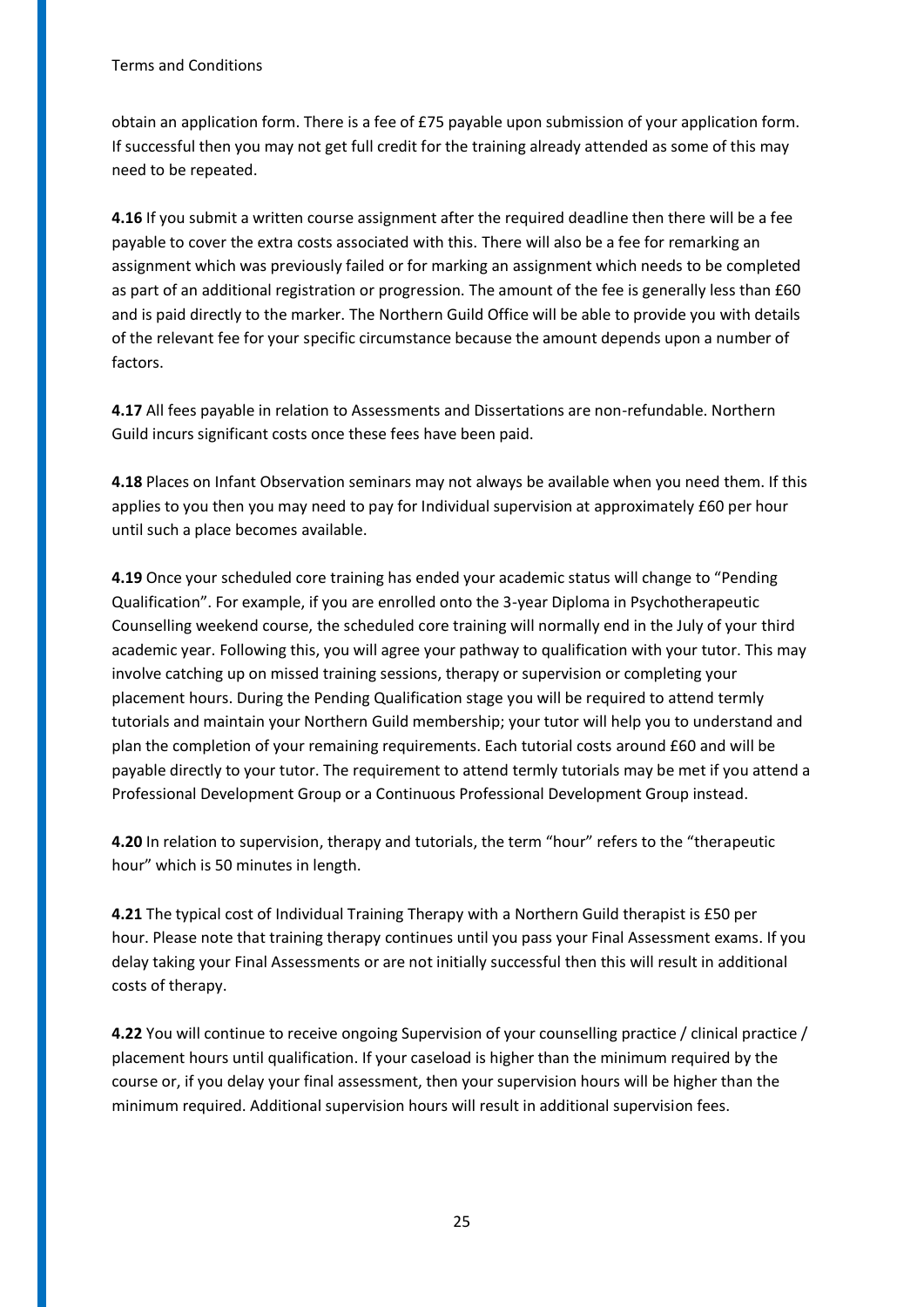obtain an application form. There is a fee of £75 payable upon submission of your application form. If successful then you may not get full credit for the training already attended as some of this may need to be repeated.

**4.16** If you submit a written course assignment after the required deadline then there will be a fee payable to cover the extra costs associated with this. There will also be a fee for remarking an assignment which was previously failed or for marking an assignment which needs to be completed as part of an additional registration or progression. The amount of the fee is generally less than £60 and is paid directly to the marker. The Northern Guild Office will be able to provide you with details of the relevant fee for your specific circumstance because the amount depends upon a number of factors.

**4.17** All fees payable in relation to Assessments and Dissertations are non-refundable. Northern Guild incurs significant costs once these fees have been paid.

**4.18** Places on Infant Observation seminars may not always be available when you need them. If this applies to you then you may need to pay for Individual supervision at approximately £60 per hour until such a place becomes available.

**4.19** Once your scheduled core training has ended your academic status will change to "Pending Qualification". For example, if you are enrolled onto the 3-year Diploma in Psychotherapeutic Counselling weekend course, the scheduled core training will normally end in the July of your third academic year. Following this, you will agree your pathway to qualification with your tutor. This may involve catching up on missed training sessions, therapy or supervision or completing your placement hours. During the Pending Qualification stage you will be required to attend termly tutorials and maintain your Northern Guild membership; your tutor will help you to understand and plan the completion of your remaining requirements. Each tutorial costs around £60 and will be payable directly to your tutor. The requirement to attend termly tutorials may be met if you attend a Professional Development Group or a Continuous Professional Development Group instead.

**4.20** In relation to supervision, therapy and tutorials, the term "hour" refers to the "therapeutic hour" which is 50 minutes in length.

**4.21** The typical cost of Individual Training Therapy with a Northern Guild therapist is £50 per hour. Please note that training therapy continues until you pass your Final Assessment exams. If you delay taking your Final Assessments or are not initially successful then this will result in additional costs of therapy.

**4.22** You will continue to receive ongoing Supervision of your counselling practice / clinical practice / placement hours until qualification. If your caseload is higher than the minimum required by the course or, if you delay your final assessment, then your supervision hours will be higher than the minimum required. Additional supervision hours will result in additional supervision fees.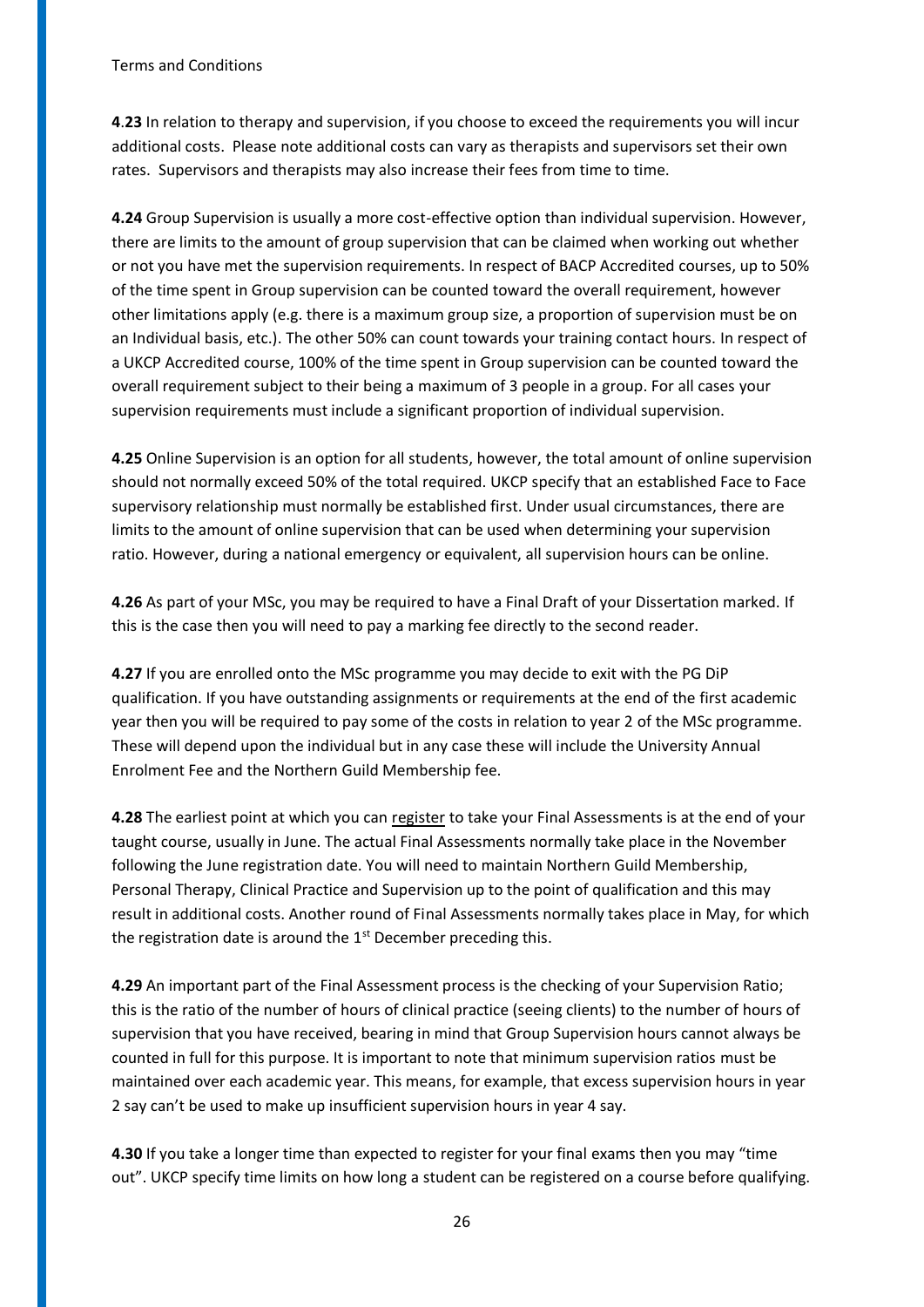**4.23** In relation to therapy and supervision, if you choose to exceed the requirements you will incur additional costs. Please note additional costs can vary as therapists and supervisors set their own rates. Supervisors and therapists may also increase their fees from time to time.

**4.24** Group Supervision is usually a more cost-effective option than individual supervision. However, there are limits to the amount of group supervision that can be claimed when working out whether or not you have met the supervision requirements. In respect of BACP Accredited courses, up to 50% of the time spent in Group supervision can be counted toward the overall requirement, however other limitations apply (e.g. there is a maximum group size, a proportion of supervision must be on an Individual basis, etc.). The other 50% can count towards your training contact hours. In respect of a UKCP Accredited course, 100% of the time spent in Group supervision can be counted toward the overall requirement subject to their being a maximum of 3 people in a group. For all cases your supervision requirements must include a significant proportion of individual supervision.

**4.25** Online Supervision is an option for all students, however, the total amount of online supervision should not normally exceed 50% of the total required. UKCP specify that an established Face to Face supervisory relationship must normally be established first. Under usual circumstances, there are limits to the amount of online supervision that can be used when determining your supervision ratio. However, during a national emergency or equivalent, all supervision hours can be online.

**4.26** As part of your MSc, you may be required to have a Final Draft of your Dissertation marked. If this is the case then you will need to pay a marking fee directly to the second reader.

**4.27** If you are enrolled onto the MSc programme you may decide to exit with the PG DiP qualification. If you have outstanding assignments or requirements at the end of the first academic year then you will be required to pay some of the costs in relation to year 2 of the MSc programme. These will depend upon the individual but in any case these will include the University Annual Enrolment Fee and the Northern Guild Membership fee.

**4.28** The earliest point at which you can register to take your Final Assessments is at the end of your taught course, usually in June. The actual Final Assessments normally take place in the November following the June registration date. You will need to maintain Northern Guild Membership, Personal Therapy, Clinical Practice and Supervision up to the point of qualification and this may result in additional costs. Another round of Final Assessments normally takes place in May, for which the registration date is around the 1st December preceding this.

**4.29** An important part of the Final Assessment process is the checking of your Supervision Ratio; this is the ratio of the number of hours of clinical practice (seeing clients) to the number of hours of supervision that you have received, bearing in mind that Group Supervision hours cannot always be counted in full for this purpose. It is important to note that minimum supervision ratios must be maintained over each academic year. This means, for example, that excess supervision hours in year 2 say can't be used to make up insufficient supervision hours in year 4 say.

**4.30** If you take a longer time than expected to register for your final exams then you may "time out". UKCP specify time limits on how long a student can be registered on a course before qualifying.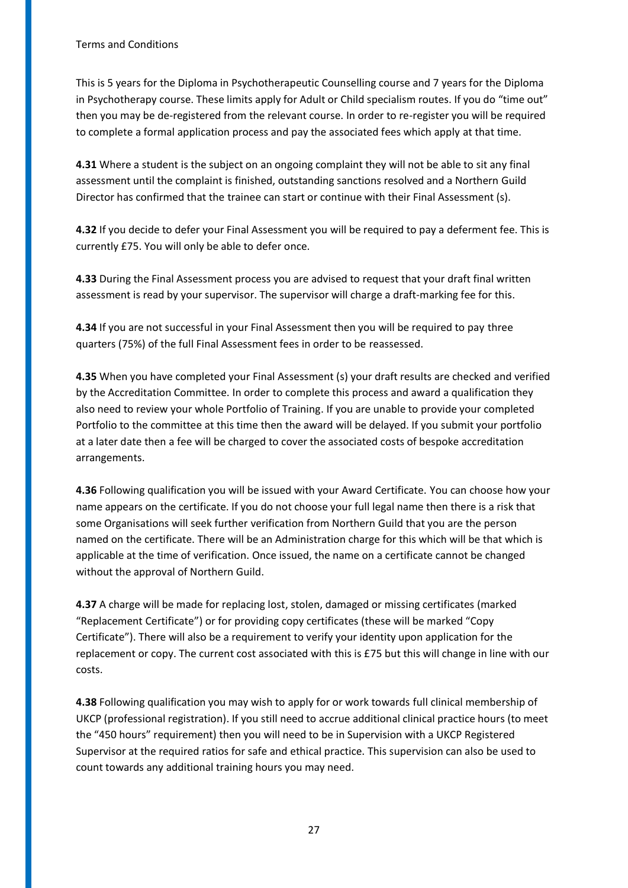This is 5 years for the Diploma in Psychotherapeutic Counselling course and 7 years for the Diploma in Psychotherapy course. These limits apply for Adult or Child specialism routes. If you do "time out" then you may be de-registered from the relevant course. In order to re-register you will be required to complete a formal application process and pay the associated fees which apply at that time.

**4.31** Where a student is the subject on an ongoing complaint they will not be able to sit any final assessment until the complaint is finished, outstanding sanctions resolved and a Northern Guild Director has confirmed that the trainee can start or continue with their Final Assessment (s).

**4.32** If you decide to defer your Final Assessment you will be required to pay a deferment fee. This is currently £75. You will only be able to defer once.

**4.33** During the Final Assessment process you are advised to request that your draft final written assessment is read by your supervisor. The supervisor will charge a draft-marking fee for this.

**4.34** If you are not successful in your Final Assessment then you will be required to pay three quarters (75%) of the full Final Assessment fees in order to be reassessed.

**4.35** When you have completed your Final Assessment (s) your draft results are checked and verified by the Accreditation Committee. In order to complete this process and award a qualification they also need to review your whole Portfolio of Training. If you are unable to provide your completed Portfolio to the committee at this time then the award will be delayed. If you submit your portfolio at a later date then a fee will be charged to cover the associated costs of bespoke accreditation arrangements.

**4.36** Following qualification you will be issued with your Award Certificate. You can choose how your name appears on the certificate. If you do not choose your full legal name then there is a risk that some Organisations will seek further verification from Northern Guild that you are the person named on the certificate. There will be an Administration charge for this which will be that which is applicable at the time of verification. Once issued, the name on a certificate cannot be changed without the approval of Northern Guild.

**4.37** A charge will be made for replacing lost, stolen, damaged or missing certificates (marked "Replacement Certificate") or for providing copy certificates (these will be marked "Copy Certificate"). There will also be a requirement to verify your identity upon application for the replacement or copy. The current cost associated with this is £75 but this will change in line with our costs.

**4.38** Following qualification you may wish to apply for or work towards full clinical membership of UKCP (professional registration). If you still need to accrue additional clinical practice hours (to meet the "450 hours" requirement) then you will need to be in Supervision with a UKCP Registered Supervisor at the required ratios for safe and ethical practice. This supervision can also be used to count towards any additional training hours you may need.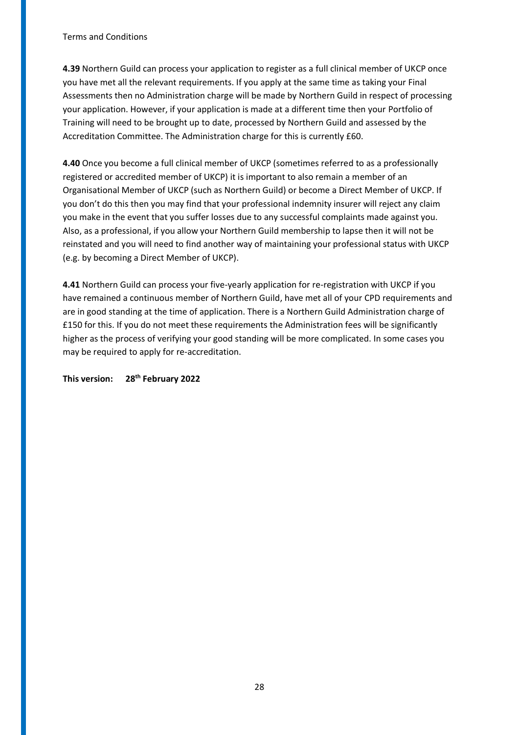**4.39** Northern Guild can process your application to register as a full clinical member of UKCP once you have met all the relevant requirements. If you apply at the same time as taking your Final Assessments then no Administration charge will be made by Northern Guild in respect of processing your application. However, if your application is made at a different time then your Portfolio of Training will need to be brought up to date, processed by Northern Guild and assessed by the Accreditation Committee. The Administration charge for this is currently £60.

**4.40** Once you become a full clinical member of UKCP (sometimes referred to as a professionally registered or accredited member of UKCP) it is important to also remain a member of an Organisational Member of UKCP (such as Northern Guild) or become a Direct Member of UKCP. If you don't do this then you may find that your professional indemnity insurer will reject any claim you make in the event that you suffer losses due to any successful complaints made against you. Also, as a professional, if you allow your Northern Guild membership to lapse then it will not be reinstated and you will need to find another way of maintaining your professional status with UKCP (e.g. by becoming a Direct Member of UKCP).

**4.41** Northern Guild can process your five-yearly application for re-registration with UKCP if you have remained a continuous member of Northern Guild, have met all of your CPD requirements and are in good standing at the time of application. There is a Northern Guild Administration charge of £150 for this. If you do not meet these requirements the Administration fees will be significantly higher as the process of verifying your good standing will be more complicated. In some cases you may be required to apply for re-accreditation.

**This version: 28th February 2022**